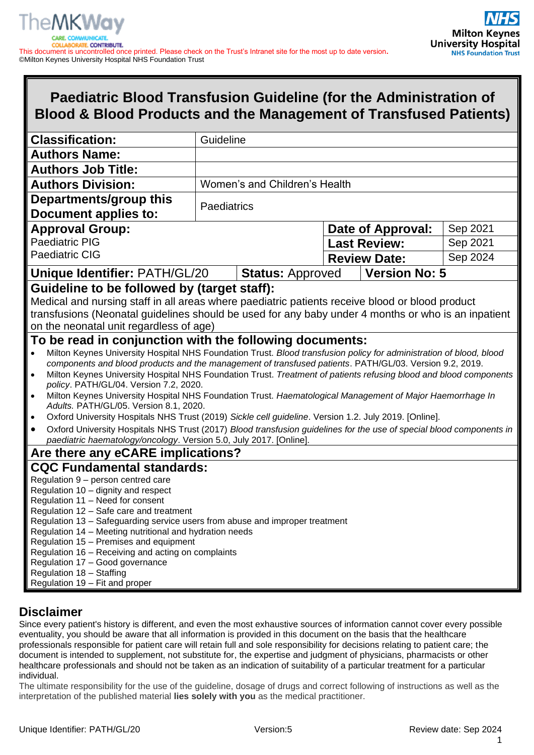This document is uncontrolled once printed. Please check on the Trust's Intranet site for the most up to date version.
©Milton Keynes University Hospital NHS Foundation Trust

# Paediatric Blood Transfusion Guideline (for the Administration of Blood & Blood Products and the Management of Transfused Patients)

| | | | |
|---|---|---|---|
| **Classification:** | Guideline | | |
| **Authors Name:** | | | |
| **Authors Job Title:** | | | |
| **Authors Division:** | Women's and Children's Health | | |
| **Departments/group this Document applies to:** | Paediatrics | | |
| **Approval Group:** Paediatric PIG Paediatric CIG | | **Date of Approval:** | Sep 2021 |
| | | **Last Review:** | Sep 2021 |
| | | **Review Date:** | Sep 2024 |
| **Unique Identifier:** PATH/GL/20 | **Status:** Approved | **Version No: 5** | |

**Guideline to be followed by (target staff):**
Medical and nursing staff in all areas where paediatric patients receive blood or blood product transfusions (Neonatal guidelines should be used for any baby under 4 months or who is an inpatient on the neonatal unit regardless of age)

**To be read in conjunction with the following documents:**

- Milton Keynes University Hospital NHS Foundation Trust. *Blood transfusion policy for administration of blood, blood components and blood products and the management of transfused patients*. PATH/GL/03. Version 9.2, 2019.
- Milton Keynes University Hospital NHS Foundation Trust. *Treatment of patients refusing blood and blood components policy*. PATH/GL/04. Version 7.2, 2020.
- Milton Keynes University Hospital NHS Foundation Trust. *Haematological Management of Major Haemorrhage In Adults.* PATH/GL/05. Version 8.1, 2020.
- Oxford University Hospitals NHS Trust (2019) *Sickle cell guideline*. Version 1.2. July 2019. [Online].
- Oxford University Hospitals NHS Trust (2017) *Blood transfusion guidelines for the use of special blood components in paediatric haematology/oncology*. Version 5.0, July 2017. [Online].

**Are there any eCARE implications?**

**CQC Fundamental standards:**
Regulation 9 – person centred care
Regulation 10 – dignity and respect
Regulation 11 – Need for consent
Regulation 12 – Safe care and treatment
Regulation 13 – Safeguarding service users from abuse and improper treatment
Regulation 14 – Meeting nutritional and hydration needs
Regulation 15 – Premises and equipment
Regulation 16 – Receiving and acting on complaints
Regulation 17 – Good governance
Regulation 18 – Staffing
Regulation 19 – Fit and proper

## Disclaimer

Since every patient's history is different, and even the most exhaustive sources of information cannot cover every possible eventuality, you should be aware that all information is provided in this document on the basis that the healthcare professionals responsible for patient care will retain full and sole responsibility for decisions relating to patient care; the document is intended to supplement, not substitute for, the expertise and judgment of physicians, pharmacists or other healthcare professionals and should not be taken as an indication of suitability of a particular treatment for a particular individual.

The ultimate responsibility for the use of the guideline, dosage of drugs and correct following of instructions as well as the interpretation of the published material **lies solely with you** as the medical practitioner.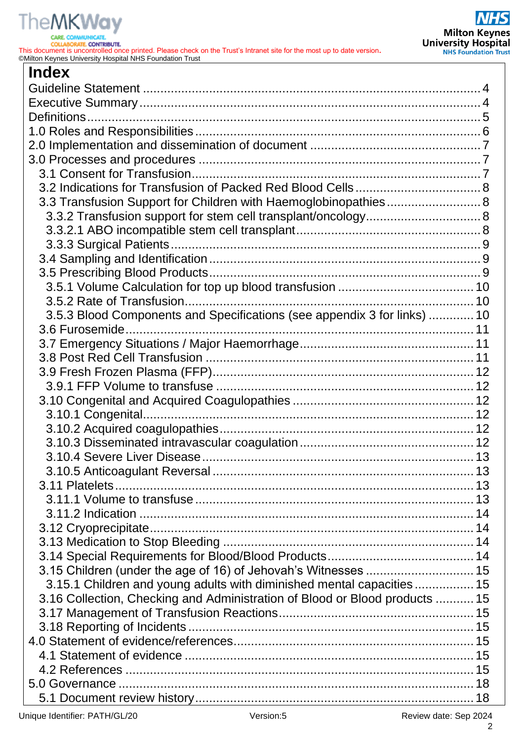# Index

Guideline Statement ..................................................................................... 4
Executive Summary ....................................................................................... 4
Definitions ..................................................................................................... 5
1.0 Roles and Responsibilities ....................................................................... 6
2.0 Implementation and dissemination of document ...................................... 7
3.0 Processes and procedures ...................................................................... 7
  3.1 Consent for Transfusion ........................................................................ 7
  3.2 Indications for Transfusion of Packed Red Blood Cells .......................... 8
  3.3 Transfusion Support for Children with Haemoglobinopathies ................. 8
    3.3.2 Transfusion support for stem cell transplant/oncology ....................... 8
    3.3.2.1 ABO incompatible stem cell transplant ............................................ 8
    3.3.3 Surgical Patients ............................................................................... 9
  3.4 Sampling and Identification .................................................................... 9
  3.5 Prescribing Blood Products .................................................................... 9
    3.5.1 Volume Calculation for top up blood transfusion .............................. 10
    3.5.2 Rate of Transfusion ......................................................................... 10
    3.5.3 Blood Components and Specifications (see appendix 3 for links) ..... 10
  3.6 Furosemide ........................................................................................... 11
  3.7 Emergency Situations / Major Haemorrhage ......................................... 11
  3.8 Post Red Cell Transfusion ................................................................... 11
  3.9 Fresh Frozen Plasma (FFP) .................................................................. 12
    3.9.1 FFP Volume to transfuse ................................................................. 12
  3.10 Congenital and Acquired Coagulopathies ........................................... 12
    3.10.1 Congenital ..................................................................................... 12
    3.10.2 Acquired coagulopathies ................................................................ 12
    3.10.3 Disseminated intravascular coagulation .......................................... 12
    3.10.4 Severe Liver Disease ..................................................................... 13
    3.10.5 Anticoagulant Reversal .................................................................. 13
  3.11 Platelets .............................................................................................. 13
    3.11.1 Volume to transfuse ....................................................................... 13
    3.11.2 Indication ....................................................................................... 14
  3.12 Cryoprecipitate .................................................................................... 14
  3.13 Medication to Stop Bleeding ............................................................... 14
  3.14 Special Requirements for Blood/Blood Products .................................. 14
  3.15 Children (under the age of 16) of Jehovah's Witnesses ....................... 15
    3.15.1 Children and young adults with diminished mental capacities .......... 15
  3.16 Collection, Checking and Administration of Blood or Blood products ..... 15
  3.17 Management of Transfusion Reactions ................................................ 15
  3.18 Reporting of Incidents ......................................................................... 15
4.0 Statement of evidence/references ........................................................... 15
  4.1 Statement of evidence .......................................................................... 15
  4.2 References ........................................................................................... 15
5.0 Governance ............................................................................................ 18
  5.1 Document review history ...................................................................... 18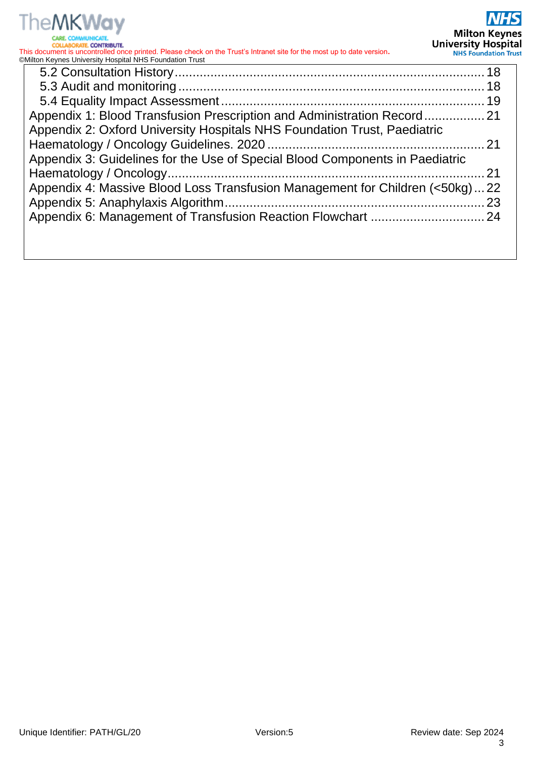5.2 Consultation History ..................................................................................... 18
5.3 Audit and monitoring ..................................................................................... 18
5.4 Equality Impact Assessment ......................................................................... 19

Appendix 1: Blood Transfusion Prescription and Administration Record ................. 21

Appendix 2: Oxford University Hospitals NHS Foundation Trust, Paediatric Haematology / Oncology Guidelines. 2020 ............................................................. 21

Appendix 3: Guidelines for the Use of Special Blood Components in Paediatric Haematology / Oncology........................................................................................ 21

Appendix 4: Massive Blood Loss Transfusion Management for Children (<50kg) ... 22

Appendix 5: Anaphylaxis Algorithm........................................................................ 23

Appendix 6: Management of Transfusion Reaction Flowchart ................................ 24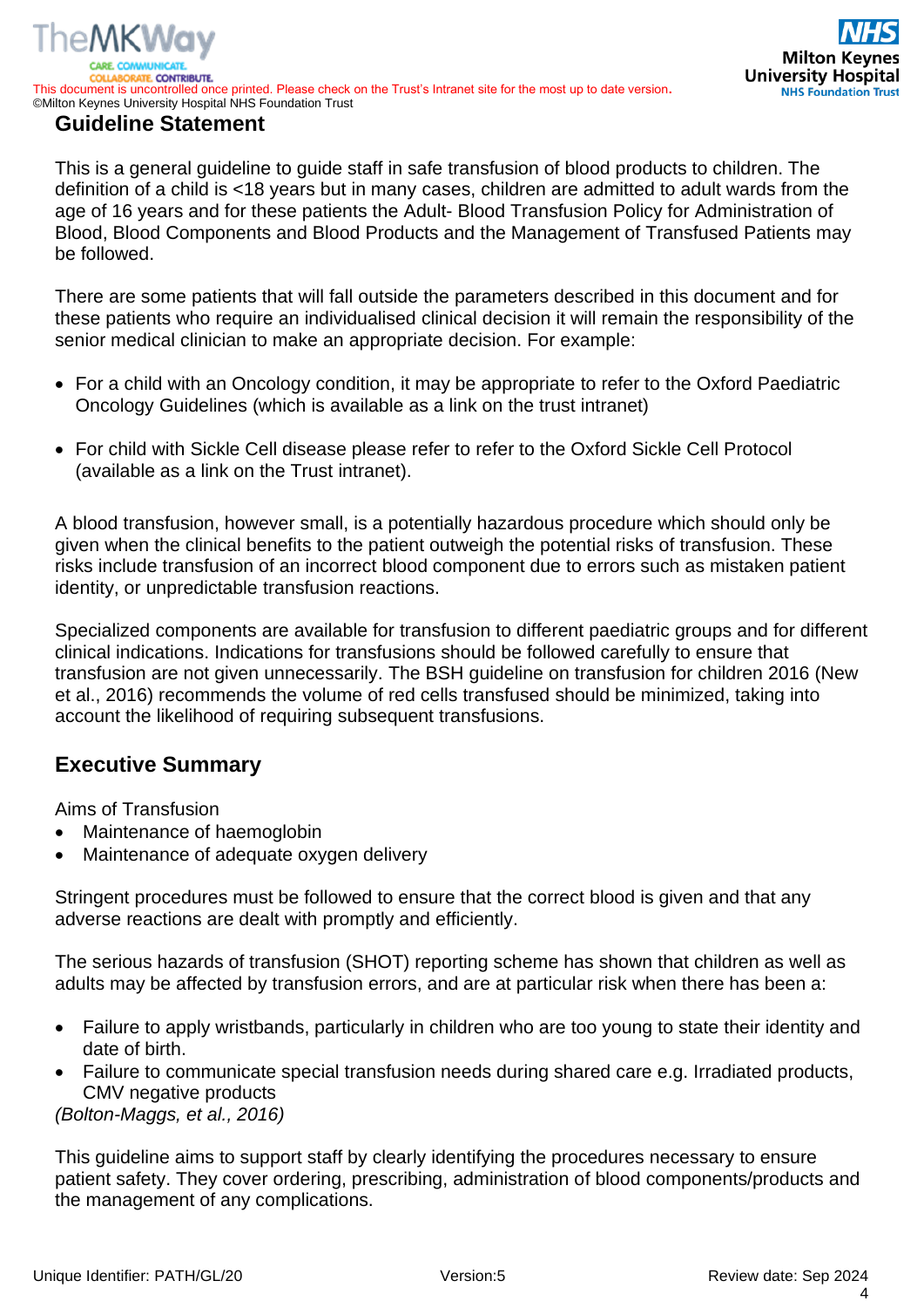## Guideline Statement

This is a general guideline to guide staff in safe transfusion of blood products to children. The definition of a child is <18 years but in many cases, children are admitted to adult wards from the age of 16 years and for these patients the Adult- Blood Transfusion Policy for Administration of Blood, Blood Components and Blood Products and the Management of Transfused Patients may be followed.

There are some patients that will fall outside the parameters described in this document and for these patients who require an individualised clinical decision it will remain the responsibility of the senior medical clinician to make an appropriate decision. For example:

- For a child with an Oncology condition, it may be appropriate to refer to the Oxford Paediatric Oncology Guidelines (which is available as a link on the trust intranet)
- For child with Sickle Cell disease please refer to refer to the Oxford Sickle Cell Protocol (available as a link on the Trust intranet).

A blood transfusion, however small, is a potentially hazardous procedure which should only be given when the clinical benefits to the patient outweigh the potential risks of transfusion. These risks include transfusion of an incorrect blood component due to errors such as mistaken patient identity, or unpredictable transfusion reactions.

Specialized components are available for transfusion to different paediatric groups and for different clinical indications. Indications for transfusions should be followed carefully to ensure that transfusion are not given unnecessarily. The BSH guideline on transfusion for children 2016 (New et al., 2016) recommends the volume of red cells transfused should be minimized, taking into account the likelihood of requiring subsequent transfusions.

## Executive Summary

Aims of Transfusion

- Maintenance of haemoglobin
- Maintenance of adequate oxygen delivery

Stringent procedures must be followed to ensure that the correct blood is given and that any adverse reactions are dealt with promptly and efficiently.

The serious hazards of transfusion (SHOT) reporting scheme has shown that children as well as adults may be affected by transfusion errors, and are at particular risk when there has been a:

- Failure to apply wristbands, particularly in children who are too young to state their identity and date of birth.
- Failure to communicate special transfusion needs during shared care e.g. Irradiated products, CMV negative products

*(Bolton-Maggs, et al., 2016)*

This guideline aims to support staff by clearly identifying the procedures necessary to ensure patient safety. They cover ordering, prescribing, administration of blood components/products and the management of any complications.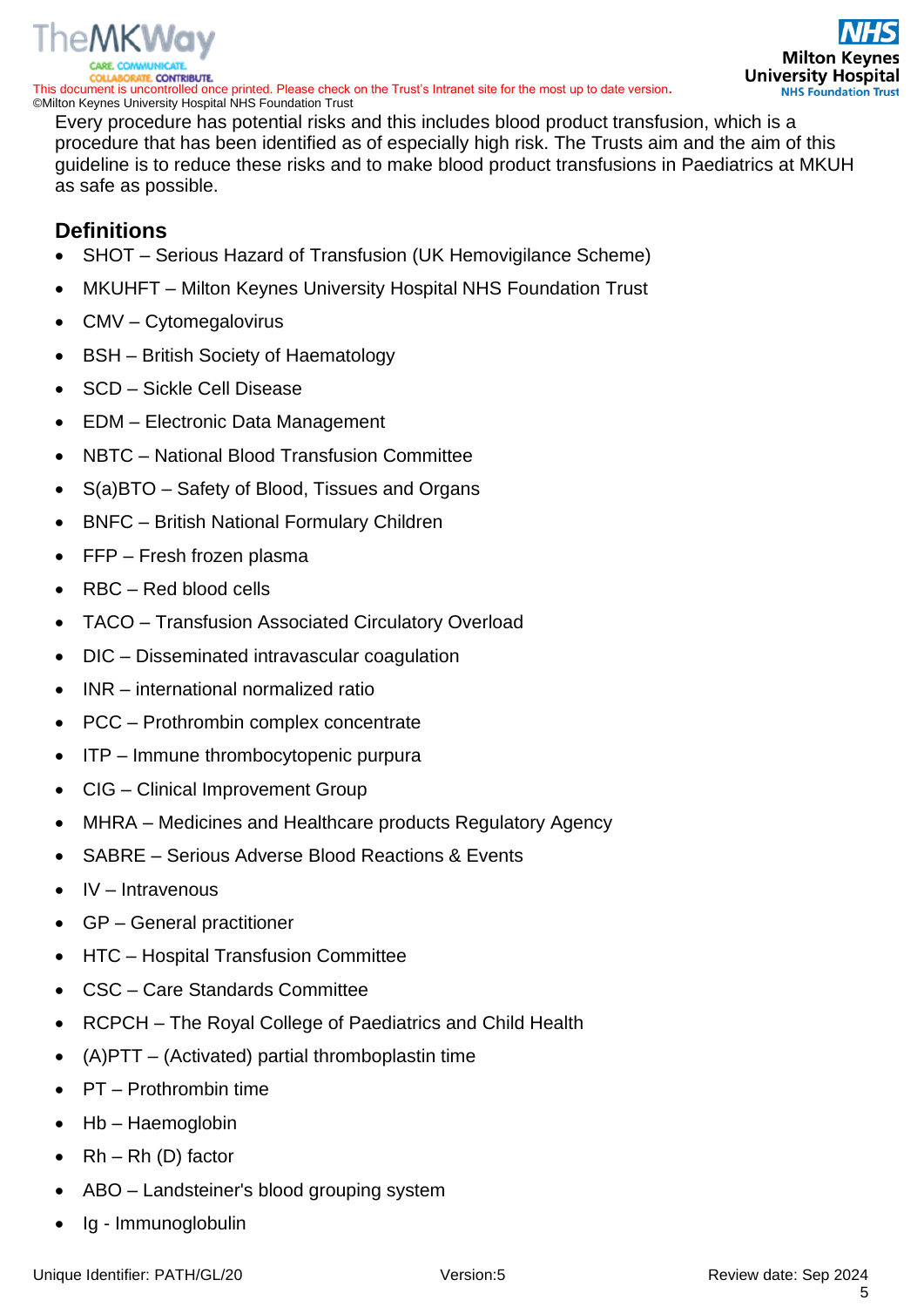Every procedure has potential risks and this includes blood product transfusion, which is a procedure that has been identified as of especially high risk. The Trusts aim and the aim of this guideline is to reduce these risks and to make blood product transfusions in Paediatrics at MKUH as safe as possible.

## Definitions

- SHOT – Serious Hazard of Transfusion (UK Hemovigilance Scheme)
- MKUHFT – Milton Keynes University Hospital NHS Foundation Trust
- CMV – Cytomegalovirus
- BSH – British Society of Haematology
- SCD – Sickle Cell Disease
- EDM – Electronic Data Management
- NBTC – National Blood Transfusion Committee
- S(a)BTO – Safety of Blood, Tissues and Organs
- BNFC – British National Formulary Children
- FFP – Fresh frozen plasma
- RBC – Red blood cells
- TACO – Transfusion Associated Circulatory Overload
- DIC – Disseminated intravascular coagulation
- INR – international normalized ratio
- PCC – Prothrombin complex concentrate
- ITP – Immune thrombocytopenic purpura
- CIG – Clinical Improvement Group
- MHRA – Medicines and Healthcare products Regulatory Agency
- SABRE – Serious Adverse Blood Reactions & Events
- IV – Intravenous
- GP – General practitioner
- HTC – Hospital Transfusion Committee
- CSC – Care Standards Committee
- RCPCH – The Royal College of Paediatrics and Child Health
- (A)PTT – (Activated) partial thromboplastin time
- PT – Prothrombin time
- Hb – Haemoglobin
- Rh – Rh (D) factor
- ABO – Landsteiner's blood grouping system
- Ig - Immunoglobulin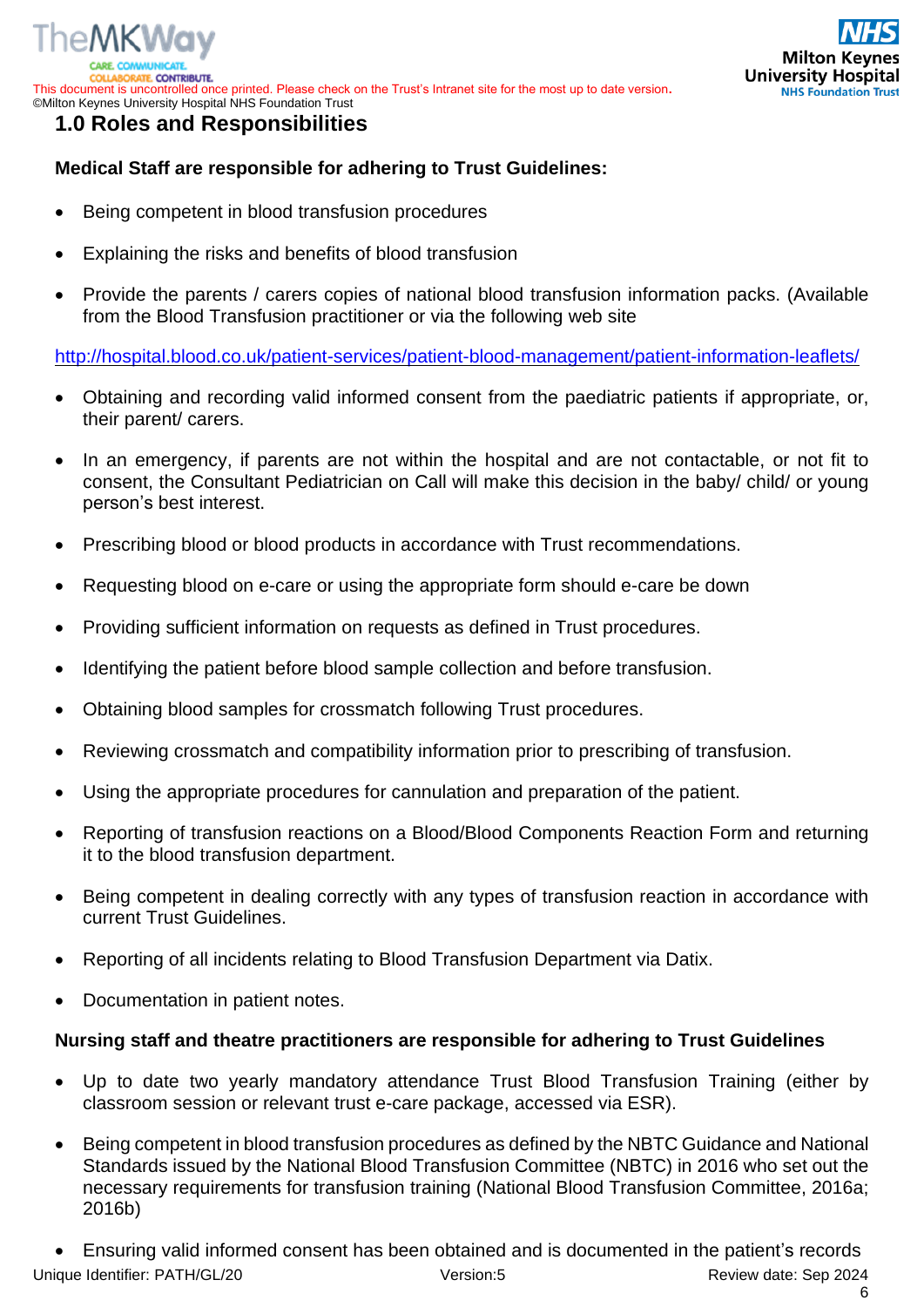## 1.0 Roles and Responsibilities

**Medical Staff are responsible for adhering to Trust Guidelines:**

- Being competent in blood transfusion procedures
- Explaining the risks and benefits of blood transfusion
- Provide the parents / carers copies of national blood transfusion information packs. (Available from the Blood Transfusion practitioner or via the following web site

http://hospital.blood.co.uk/patient-services/patient-blood-management/patient-information-leaflets/

- Obtaining and recording valid informed consent from the paediatric patients if appropriate, or, their parent/ carers.
- In an emergency, if parents are not within the hospital and are not contactable, or not fit to consent, the Consultant Pediatrician on Call will make this decision in the baby/ child/ or young person's best interest.
- Prescribing blood or blood products in accordance with Trust recommendations.
- Requesting blood on e-care or using the appropriate form should e-care be down
- Providing sufficient information on requests as defined in Trust procedures.
- Identifying the patient before blood sample collection and before transfusion.
- Obtaining blood samples for crossmatch following Trust procedures.
- Reviewing crossmatch and compatibility information prior to prescribing of transfusion.
- Using the appropriate procedures for cannulation and preparation of the patient.
- Reporting of transfusion reactions on a Blood/Blood Components Reaction Form and returning it to the blood transfusion department.
- Being competent in dealing correctly with any types of transfusion reaction in accordance with current Trust Guidelines.
- Reporting of all incidents relating to Blood Transfusion Department via Datix.
- Documentation in patient notes.

**Nursing staff and theatre practitioners are responsible for adhering to Trust Guidelines**

- Up to date two yearly mandatory attendance Trust Blood Transfusion Training (either by classroom session or relevant trust e-care package, accessed via ESR).
- Being competent in blood transfusion procedures as defined by the NBTC Guidance and National Standards issued by the National Blood Transfusion Committee (NBTC) in 2016 who set out the necessary requirements for transfusion training (National Blood Transfusion Committee, 2016a; 2016b)
- Ensuring valid informed consent has been obtained and is documented in the patient's records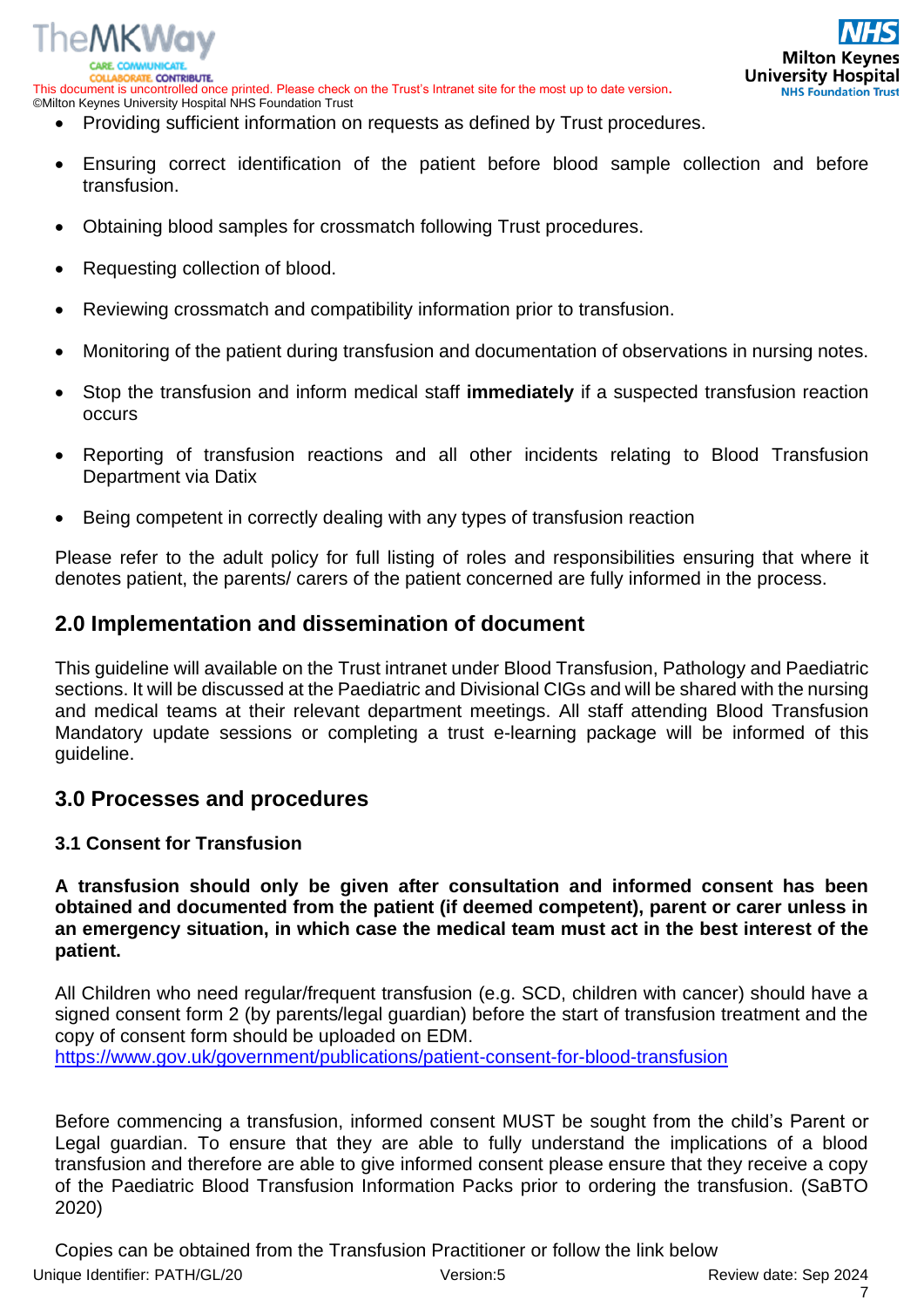- Providing sufficient information on requests as defined by Trust procedures.
- Ensuring correct identification of the patient before blood sample collection and before transfusion.
- Obtaining blood samples for crossmatch following Trust procedures.
- Requesting collection of blood.
- Reviewing crossmatch and compatibility information prior to transfusion.
- Monitoring of the patient during transfusion and documentation of observations in nursing notes.
- Stop the transfusion and inform medical staff **immediately** if a suspected transfusion reaction occurs
- Reporting of transfusion reactions and all other incidents relating to Blood Transfusion Department via Datix
- Being competent in correctly dealing with any types of transfusion reaction

Please refer to the adult policy for full listing of roles and responsibilities ensuring that where it denotes patient, the parents/ carers of the patient concerned are fully informed in the process.

## 2.0 Implementation and dissemination of document

This guideline will available on the Trust intranet under Blood Transfusion, Pathology and Paediatric sections. It will be discussed at the Paediatric and Divisional CIGs and will be shared with the nursing and medical teams at their relevant department meetings. All staff attending Blood Transfusion Mandatory update sessions or completing a trust e-learning package will be informed of this guideline.

## 3.0 Processes and procedures

### 3.1 Consent for Transfusion

**A transfusion should only be given after consultation and informed consent has been obtained and documented from the patient (if deemed competent), parent or carer unless in an emergency situation, in which case the medical team must act in the best interest of the patient.**

All Children who need regular/frequent transfusion (e.g. SCD, children with cancer) should have a signed consent form 2 (by parents/legal guardian) before the start of transfusion treatment and the copy of consent form should be uploaded on EDM.
https://www.gov.uk/government/publications/patient-consent-for-blood-transfusion

Before commencing a transfusion, informed consent MUST be sought from the child's Parent or Legal guardian. To ensure that they are able to fully understand the implications of a blood transfusion and therefore are able to give informed consent please ensure that they receive a copy of the Paediatric Blood Transfusion Information Packs prior to ordering the transfusion. (SaBTO 2020)

Copies can be obtained from the Transfusion Practitioner or follow the link below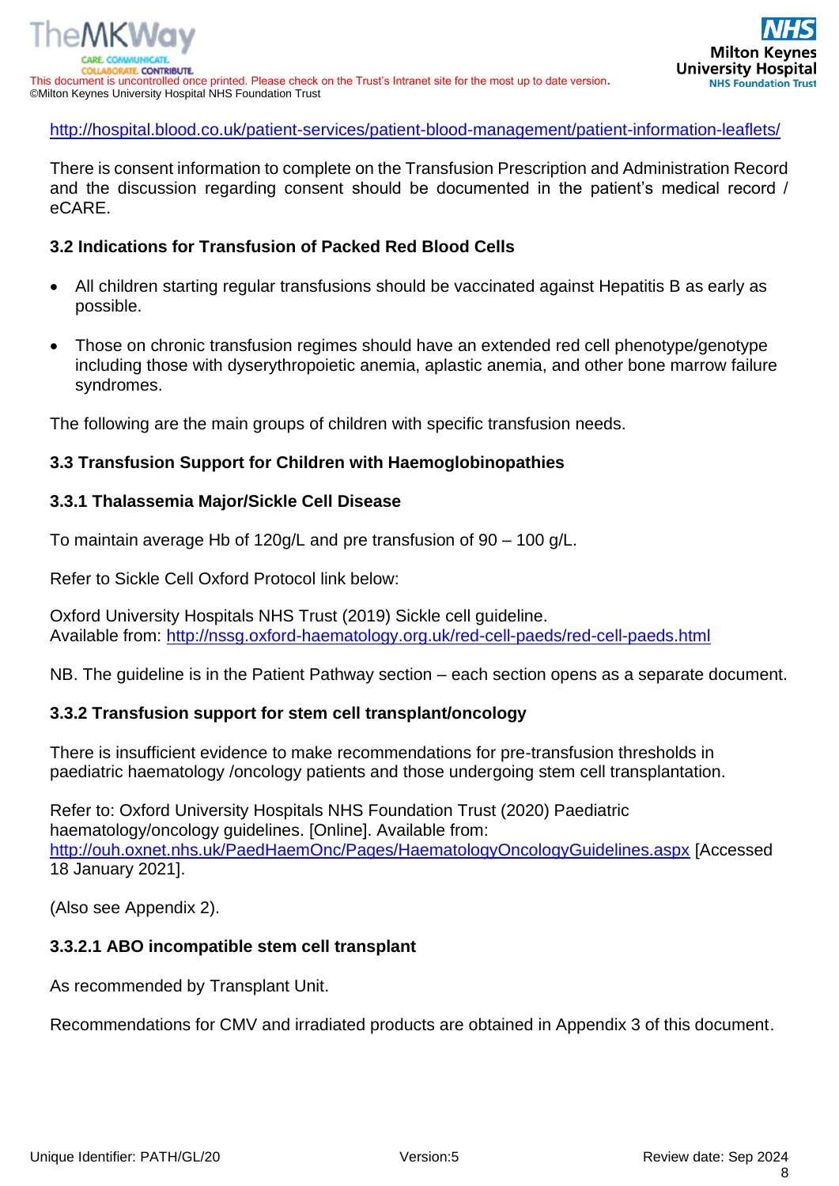http://hospital.blood.co.uk/patient-services/patient-blood-management/patient-information-leaflets/

There is consent information to complete on the Transfusion Prescription and Administration Record and the discussion regarding consent should be documented in the patient's medical record / eCARE.

### 3.2 Indications for Transfusion of Packed Red Blood Cells

- All children starting regular transfusions should be vaccinated against Hepatitis B as early as possible.
- Those on chronic transfusion regimes should have an extended red cell phenotype/genotype including those with dyserythropoietic anemia, aplastic anemia, and other bone marrow failure syndromes.

The following are the main groups of children with specific transfusion needs.

### 3.3 Transfusion Support for Children with Haemoglobinopathies

#### 3.3.1 Thalassemia Major/Sickle Cell Disease

To maintain average Hb of 120g/L and pre transfusion of 90 – 100 g/L.

Refer to Sickle Cell Oxford Protocol link below:

Oxford University Hospitals NHS Trust (2019) Sickle cell guideline.
Available from: http://nssg.oxford-haematology.org.uk/red-cell-paeds/red-cell-paeds.html

NB. The guideline is in the Patient Pathway section – each section opens as a separate document.

#### 3.3.2 Transfusion support for stem cell transplant/oncology

There is insufficient evidence to make recommendations for pre-transfusion thresholds in paediatric haematology /oncology patients and those undergoing stem cell transplantation.

Refer to: Oxford University Hospitals NHS Foundation Trust (2020) Paediatric haematology/oncology guidelines. [Online]. Available from: http://ouh.oxnet.nhs.uk/PaedHaemOnc/Pages/HaematologyOncologyGuidelines.aspx [Accessed 18 January 2021].

(Also see Appendix 2).

##### 3.3.2.1 ABO incompatible stem cell transplant

As recommended by Transplant Unit.

Recommendations for CMV and irradiated products are obtained in Appendix 3 of this document.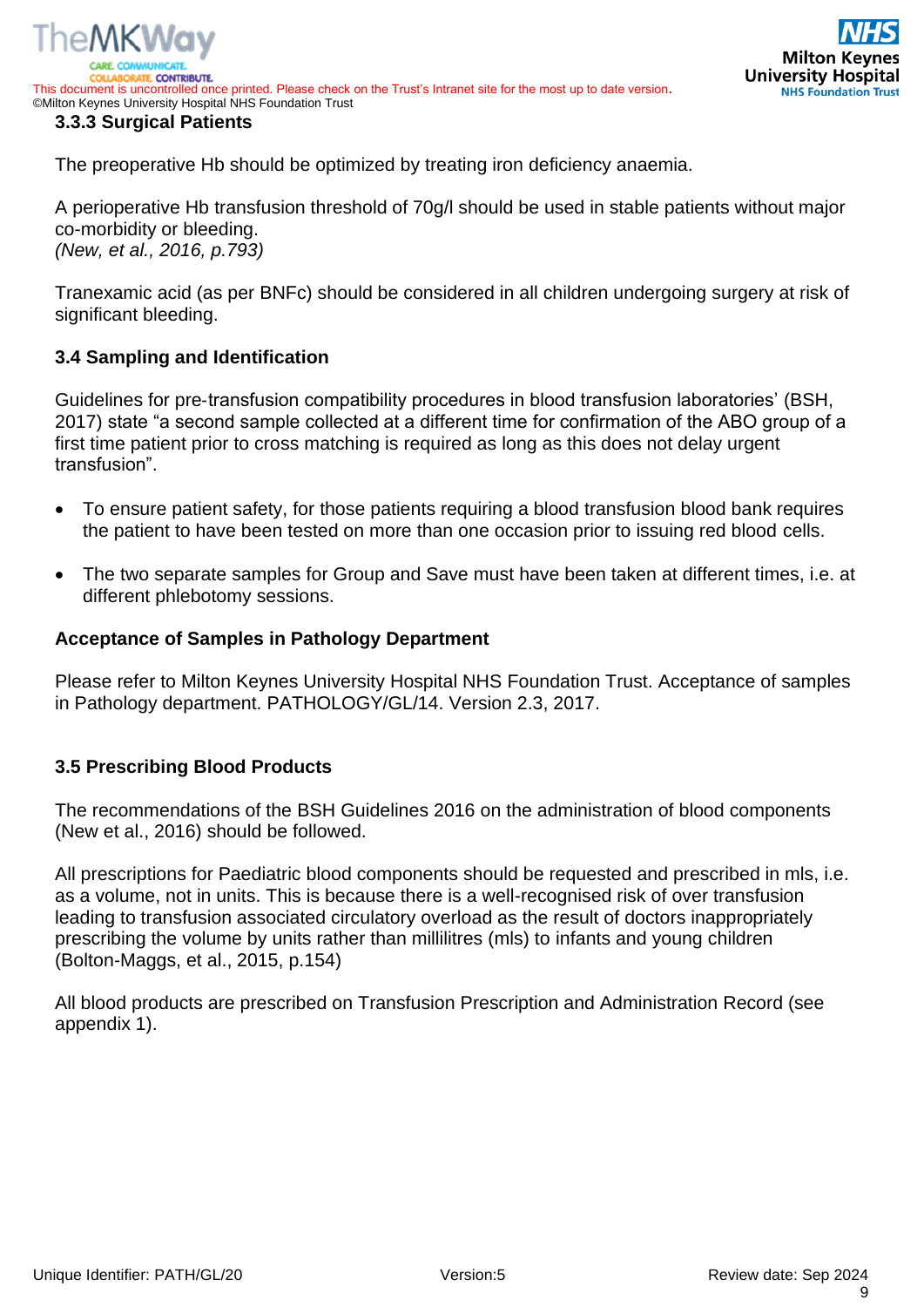### 3.3.3 Surgical Patients

The preoperative Hb should be optimized by treating iron deficiency anaemia.

A perioperative Hb transfusion threshold of 70g/l should be used in stable patients without major co-morbidity or bleeding.
*(New, et al., 2016, p.793)*

Tranexamic acid (as per BNFc) should be considered in all children undergoing surgery at risk of significant bleeding.

### 3.4 Sampling and Identification

Guidelines for pre-transfusion compatibility procedures in blood transfusion laboratories' (BSH, 2017) state "a second sample collected at a different time for confirmation of the ABO group of a first time patient prior to cross matching is required as long as this does not delay urgent transfusion".

- To ensure patient safety, for those patients requiring a blood transfusion blood bank requires the patient to have been tested on more than one occasion prior to issuing red blood cells.
- The two separate samples for Group and Save must have been taken at different times, i.e. at different phlebotomy sessions.

**Acceptance of Samples in Pathology Department**

Please refer to Milton Keynes University Hospital NHS Foundation Trust. Acceptance of samples in Pathology department. PATHOLOGY/GL/14. Version 2.3, 2017.

### 3.5 Prescribing Blood Products

The recommendations of the BSH Guidelines 2016 on the administration of blood components (New et al., 2016) should be followed.

All prescriptions for Paediatric blood components should be requested and prescribed in mls, i.e. as a volume, not in units. This is because there is a well-recognised risk of over transfusion leading to transfusion associated circulatory overload as the result of doctors inappropriately prescribing the volume by units rather than millilitres (mls) to infants and young children (Bolton-Maggs, et al., 2015, p.154)

All blood products are prescribed on Transfusion Prescription and Administration Record (see appendix 1).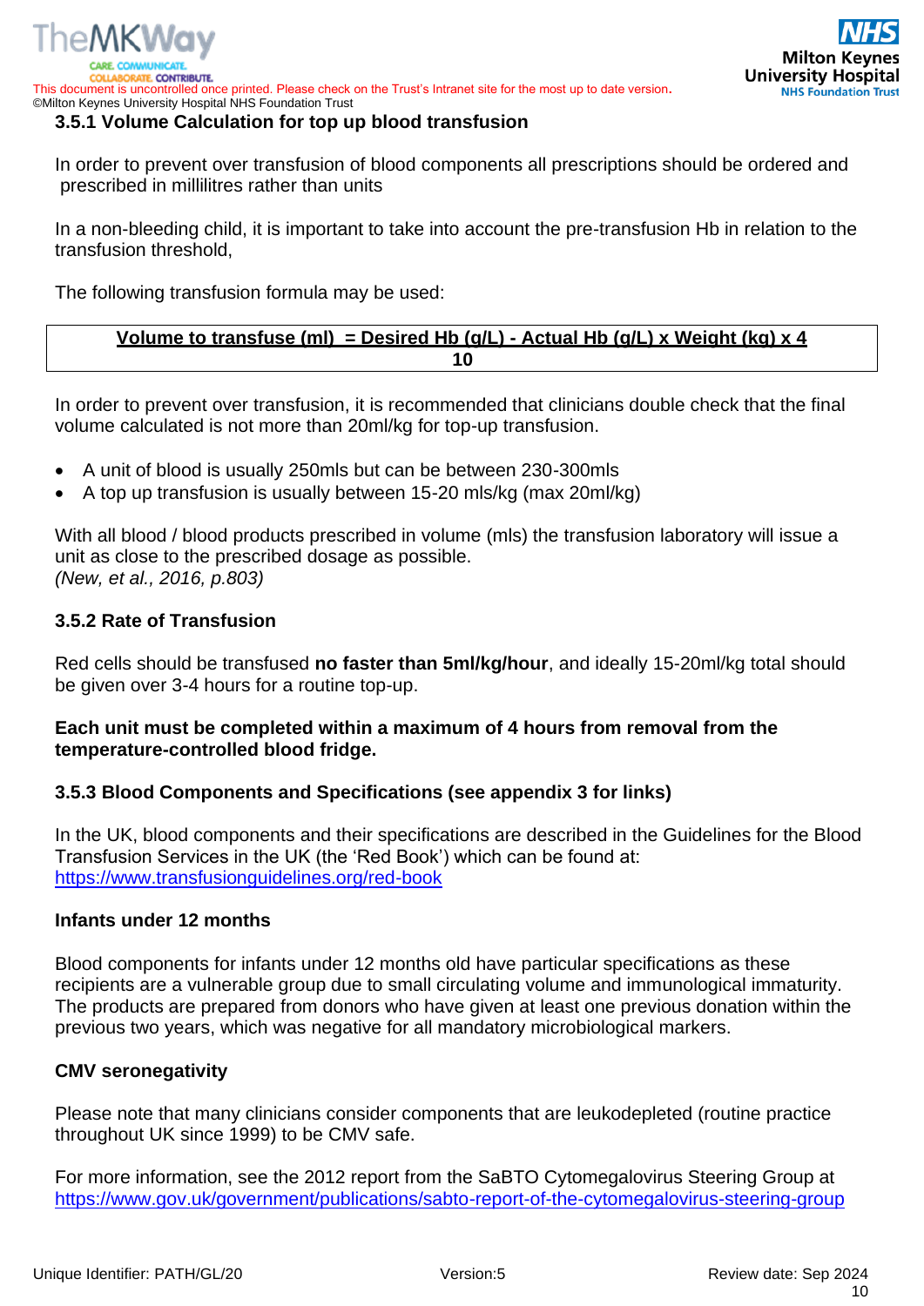### 3.5.1 Volume Calculation for top up blood transfusion

In order to prevent over transfusion of blood components all prescriptions should be ordered and prescribed in millilitres rather than units

In a non-bleeding child, it is important to take into account the pre-transfusion Hb in relation to the transfusion threshold,

The following transfusion formula may be used:

$$\text{Volume to transfuse (ml)} = \frac{\text{Desired Hb (g/L)} - \text{Actual Hb (g/L)} \times \text{Weight (kg)} \times 4}{10}$$

In order to prevent over transfusion, it is recommended that clinicians double check that the final volume calculated is not more than 20ml/kg for top-up transfusion.

- A unit of blood is usually 250mls but can be between 230-300mls
- A top up transfusion is usually between 15-20 mls/kg (max 20ml/kg)

With all blood / blood products prescribed in volume (mls) the transfusion laboratory will issue a unit as close to the prescribed dosage as possible.
*(New, et al., 2016, p.803)*

### 3.5.2 Rate of Transfusion

Red cells should be transfused **no faster than 5ml/kg/hour**, and ideally 15-20ml/kg total should be given over 3-4 hours for a routine top-up.

**Each unit must be completed within a maximum of 4 hours from removal from the temperature-controlled blood fridge.**

### 3.5.3 Blood Components and Specifications (see appendix 3 for links)

In the UK, blood components and their specifications are described in the Guidelines for the Blood Transfusion Services in the UK (the 'Red Book') which can be found at:
https://www.transfusionguidelines.org/red-book

**Infants under 12 months**

Blood components for infants under 12 months old have particular specifications as these recipients are a vulnerable group due to small circulating volume and immunological immaturity. The products are prepared from donors who have given at least one previous donation within the previous two years, which was negative for all mandatory microbiological markers.

**CMV seronegativity**

Please note that many clinicians consider components that are leukodepleted (routine practice throughout UK since 1999) to be CMV safe.

For more information, see the 2012 report from the SaBTO Cytomegalovirus Steering Group at
https://www.gov.uk/government/publications/sabto-report-of-the-cytomegalovirus-steering-group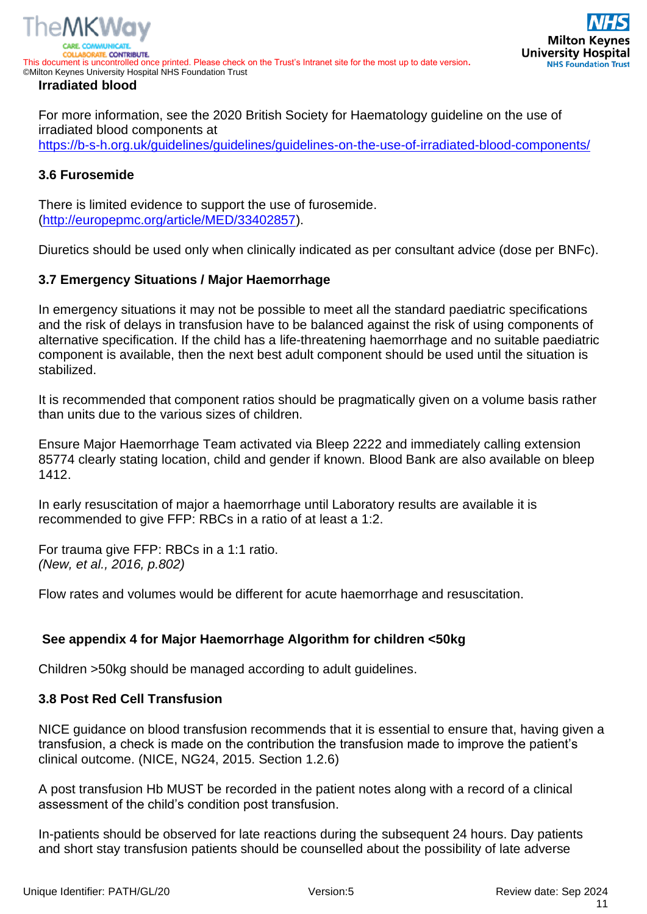**Irradiated blood**

For more information, see the 2020 British Society for Haematology guideline on the use of irradiated blood components at https://b-s-h.org.uk/guidelines/guidelines/guidelines-on-the-use-of-irradiated-blood-components/

### 3.6 Furosemide

There is limited evidence to support the use of furosemide. (http://europepmc.org/article/MED/33402857).

Diuretics should be used only when clinically indicated as per consultant advice (dose per BNFc).

### 3.7 Emergency Situations / Major Haemorrhage

In emergency situations it may not be possible to meet all the standard paediatric specifications and the risk of delays in transfusion have to be balanced against the risk of using components of alternative specification. If the child has a life-threatening haemorrhage and no suitable paediatric component is available, then the next best adult component should be used until the situation is stabilized.

It is recommended that component ratios should be pragmatically given on a volume basis rather than units due to the various sizes of children.

Ensure Major Haemorrhage Team activated via Bleep 2222 and immediately calling extension 85774 clearly stating location, child and gender if known. Blood Bank are also available on bleep 1412.

In early resuscitation of major a haemorrhage until Laboratory results are available it is recommended to give FFP: RBCs in a ratio of at least a 1:2.

For trauma give FFP: RBCs in a 1:1 ratio.
*(New, et al., 2016, p.802)*

Flow rates and volumes would be different for acute haemorrhage and resuscitation.

**See appendix 4 for Major Haemorrhage Algorithm for children <50kg**

Children >50kg should be managed according to adult guidelines.

### 3.8 Post Red Cell Transfusion

NICE guidance on blood transfusion recommends that it is essential to ensure that, having given a transfusion, a check is made on the contribution the transfusion made to improve the patient's clinical outcome. (NICE, NG24, 2015. Section 1.2.6)

A post transfusion Hb MUST be recorded in the patient notes along with a record of a clinical assessment of the child's condition post transfusion.

In-patients should be observed for late reactions during the subsequent 24 hours. Day patients and short stay transfusion patients should be counselled about the possibility of late adverse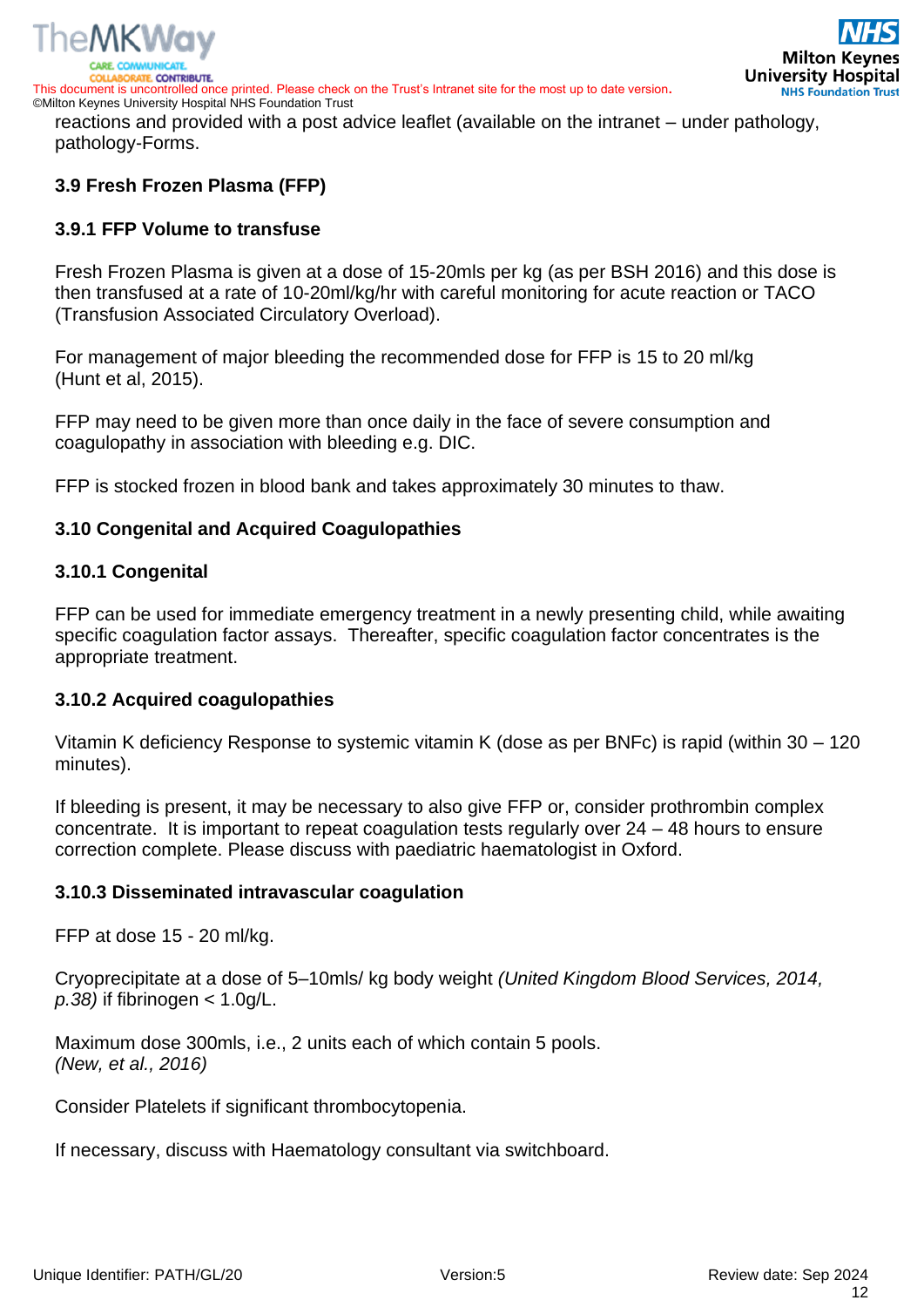reactions and provided with a post advice leaflet (available on the intranet – under pathology, pathology-Forms.

### 3.9 Fresh Frozen Plasma (FFP)

#### 3.9.1 FFP Volume to transfuse

Fresh Frozen Plasma is given at a dose of 15-20mls per kg (as per BSH 2016) and this dose is then transfused at a rate of 10-20ml/kg/hr with careful monitoring for acute reaction or TACO (Transfusion Associated Circulatory Overload).

For management of major bleeding the recommended dose for FFP is 15 to 20 ml/kg (Hunt et al, 2015).

FFP may need to be given more than once daily in the face of severe consumption and coagulopathy in association with bleeding e.g. DIC.

FFP is stocked frozen in blood bank and takes approximately 30 minutes to thaw.

### 3.10 Congenital and Acquired Coagulopathies

#### 3.10.1 Congenital

FFP can be used for immediate emergency treatment in a newly presenting child, while awaiting specific coagulation factor assays. Thereafter, specific coagulation factor concentrates is the appropriate treatment.

#### 3.10.2 Acquired coagulopathies

Vitamin K deficiency Response to systemic vitamin K (dose as per BNFc) is rapid (within 30 – 120 minutes).

If bleeding is present, it may be necessary to also give FFP or, consider prothrombin complex concentrate. It is important to repeat coagulation tests regularly over 24 – 48 hours to ensure correction complete. Please discuss with paediatric haematologist in Oxford.

#### 3.10.3 Disseminated intravascular coagulation

FFP at dose 15 - 20 ml/kg.

Cryoprecipitate at a dose of 5–10mls/ kg body weight *(United Kingdom Blood Services, 2014, p.38)* if fibrinogen < 1.0g/L.

Maximum dose 300mls, i.e., 2 units each of which contain 5 pools.
*(New, et al., 2016)*

Consider Platelets if significant thrombocytopenia.

If necessary, discuss with Haematology consultant via switchboard.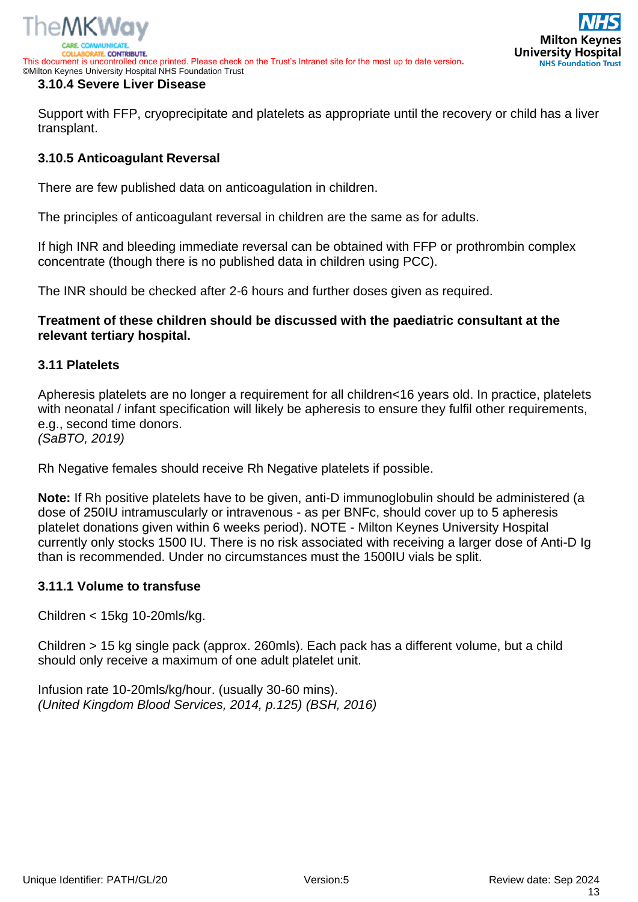### 3.10.4 Severe Liver Disease

Support with FFP, cryoprecipitate and platelets as appropriate until the recovery or child has a liver transplant.

### 3.10.5 Anticoagulant Reversal

There are few published data on anticoagulation in children.

The principles of anticoagulant reversal in children are the same as for adults.

If high INR and bleeding immediate reversal can be obtained with FFP or prothrombin complex concentrate (though there is no published data in children using PCC).

The INR should be checked after 2-6 hours and further doses given as required.

**Treatment of these children should be discussed with the paediatric consultant at the relevant tertiary hospital.**

### 3.11 Platelets

Apheresis platelets are no longer a requirement for all children<16 years old. In practice, platelets with neonatal / infant specification will likely be apheresis to ensure they fulfil other requirements, e.g., second time donors.
*(SaBTO, 2019)*

Rh Negative females should receive Rh Negative platelets if possible.

**Note:** If Rh positive platelets have to be given, anti-D immunoglobulin should be administered (a dose of 250IU intramuscularly or intravenous - as per BNFc, should cover up to 5 apheresis platelet donations given within 6 weeks period). NOTE - Milton Keynes University Hospital currently only stocks 1500 IU. There is no risk associated with receiving a larger dose of Anti-D Ig than is recommended. Under no circumstances must the 1500IU vials be split.

### 3.11.1 Volume to transfuse

Children < 15kg 10-20mls/kg.

Children > 15 kg single pack (approx. 260mls). Each pack has a different volume, but a child should only receive a maximum of one adult platelet unit.

Infusion rate 10-20mls/kg/hour. (usually 30-60 mins).
*(United Kingdom Blood Services, 2014, p.125) (BSH, 2016)*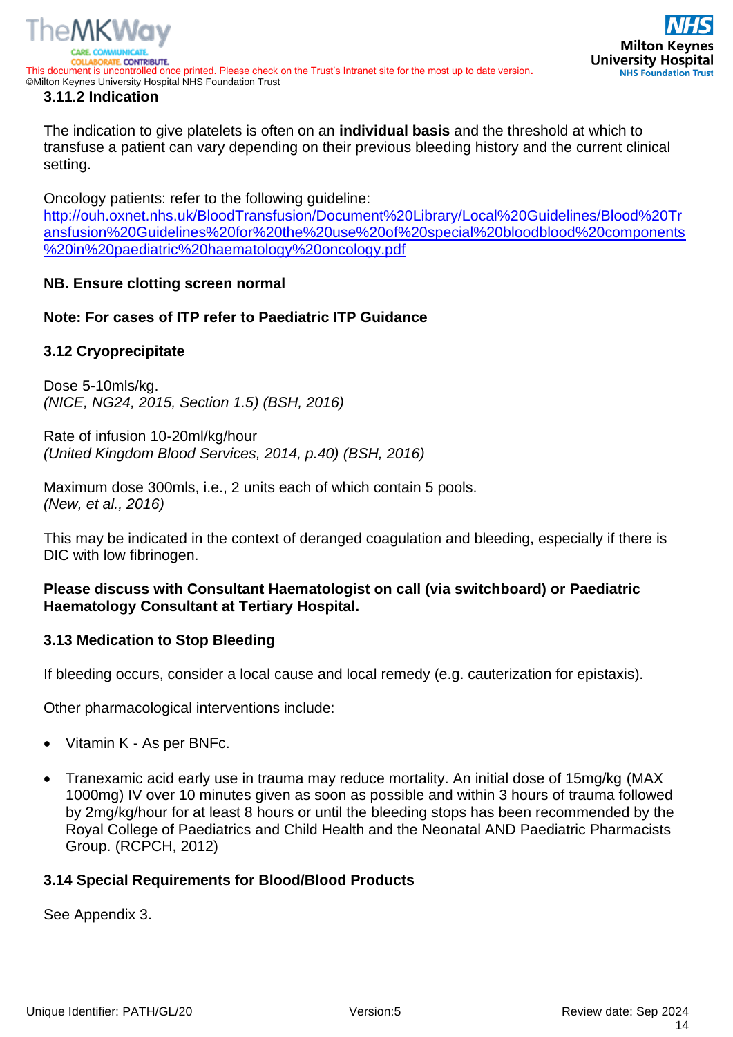### 3.11.2 Indication

The indication to give platelets is often on an **individual basis** and the threshold at which to transfuse a patient can vary depending on their previous bleeding history and the current clinical setting.

Oncology patients: refer to the following guideline: http://ouh.oxnet.nhs.uk/BloodTransfusion/Document%20Library/Local%20Guidelines/Blood%20Transfusion%20Guidelines%20for%20the%20use%20of%20special%20bloodblood%20components%20in%20paediatric%20haematology%20oncology.pdf

**NB. Ensure clotting screen normal**

**Note: For cases of ITP refer to Paediatric ITP Guidance**

### 3.12 Cryoprecipitate

Dose 5-10mls/kg.
*(NICE, NG24, 2015, Section 1.5) (BSH, 2016)*

Rate of infusion 10-20ml/kg/hour
*(United Kingdom Blood Services, 2014, p.40) (BSH, 2016)*

Maximum dose 300mls, i.e., 2 units each of which contain 5 pools.
*(New, et al., 2016)*

This may be indicated in the context of deranged coagulation and bleeding, especially if there is DIC with low fibrinogen.

**Please discuss with Consultant Haematologist on call (via switchboard) or Paediatric Haematology Consultant at Tertiary Hospital.**

### 3.13 Medication to Stop Bleeding

If bleeding occurs, consider a local cause and local remedy (e.g. cauterization for epistaxis).

Other pharmacological interventions include:

- Vitamin K - As per BNFc.
- Tranexamic acid early use in trauma may reduce mortality. An initial dose of 15mg/kg (MAX 1000mg) IV over 10 minutes given as soon as possible and within 3 hours of trauma followed by 2mg/kg/hour for at least 8 hours or until the bleeding stops has been recommended by the Royal College of Paediatrics and Child Health and the Neonatal AND Paediatric Pharmacists Group. (RCPCH, 2012)

### 3.14 Special Requirements for Blood/Blood Products

See Appendix 3.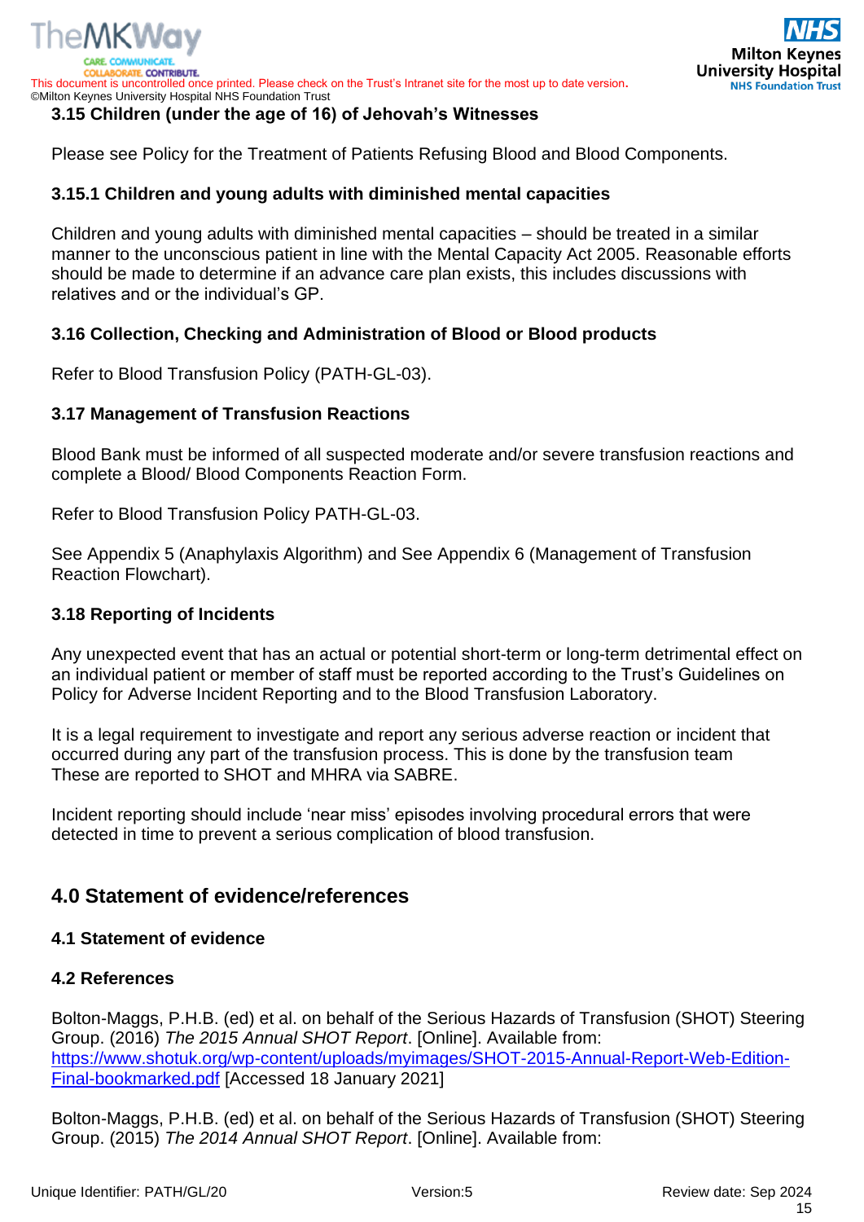### 3.15 Children (under the age of 16) of Jehovah's Witnesses

Please see Policy for the Treatment of Patients Refusing Blood and Blood Components.

#### 3.15.1 Children and young adults with diminished mental capacities

Children and young adults with diminished mental capacities – should be treated in a similar manner to the unconscious patient in line with the Mental Capacity Act 2005. Reasonable efforts should be made to determine if an advance care plan exists, this includes discussions with relatives and or the individual's GP.

### 3.16 Collection, Checking and Administration of Blood or Blood products

Refer to Blood Transfusion Policy (PATH-GL-03).

### 3.17 Management of Transfusion Reactions

Blood Bank must be informed of all suspected moderate and/or severe transfusion reactions and complete a Blood/ Blood Components Reaction Form.

Refer to Blood Transfusion Policy PATH-GL-03.

See Appendix 5 (Anaphylaxis Algorithm) and See Appendix 6 (Management of Transfusion Reaction Flowchart).

### 3.18 Reporting of Incidents

Any unexpected event that has an actual or potential short-term or long-term detrimental effect on an individual patient or member of staff must be reported according to the Trust's Guidelines on Policy for Adverse Incident Reporting and to the Blood Transfusion Laboratory.

It is a legal requirement to investigate and report any serious adverse reaction or incident that occurred during any part of the transfusion process. This is done by the transfusion team These are reported to SHOT and MHRA via SABRE.

Incident reporting should include 'near miss' episodes involving procedural errors that were detected in time to prevent a serious complication of blood transfusion.

## 4.0 Statement of evidence/references

### 4.1 Statement of evidence

### 4.2 References

Bolton-Maggs, P.H.B. (ed) et al. on behalf of the Serious Hazards of Transfusion (SHOT) Steering Group. (2016) *The 2015 Annual SHOT Report*. [Online]. Available from: https://www.shotuk.org/wp-content/uploads/myimages/SHOT-2015-Annual-Report-Web-Edition-Final-bookmarked.pdf [Accessed 18 January 2021]

Bolton-Maggs, P.H.B. (ed) et al. on behalf of the Serious Hazards of Transfusion (SHOT) Steering Group. (2015) *The 2014 Annual SHOT Report*. [Online]. Available from: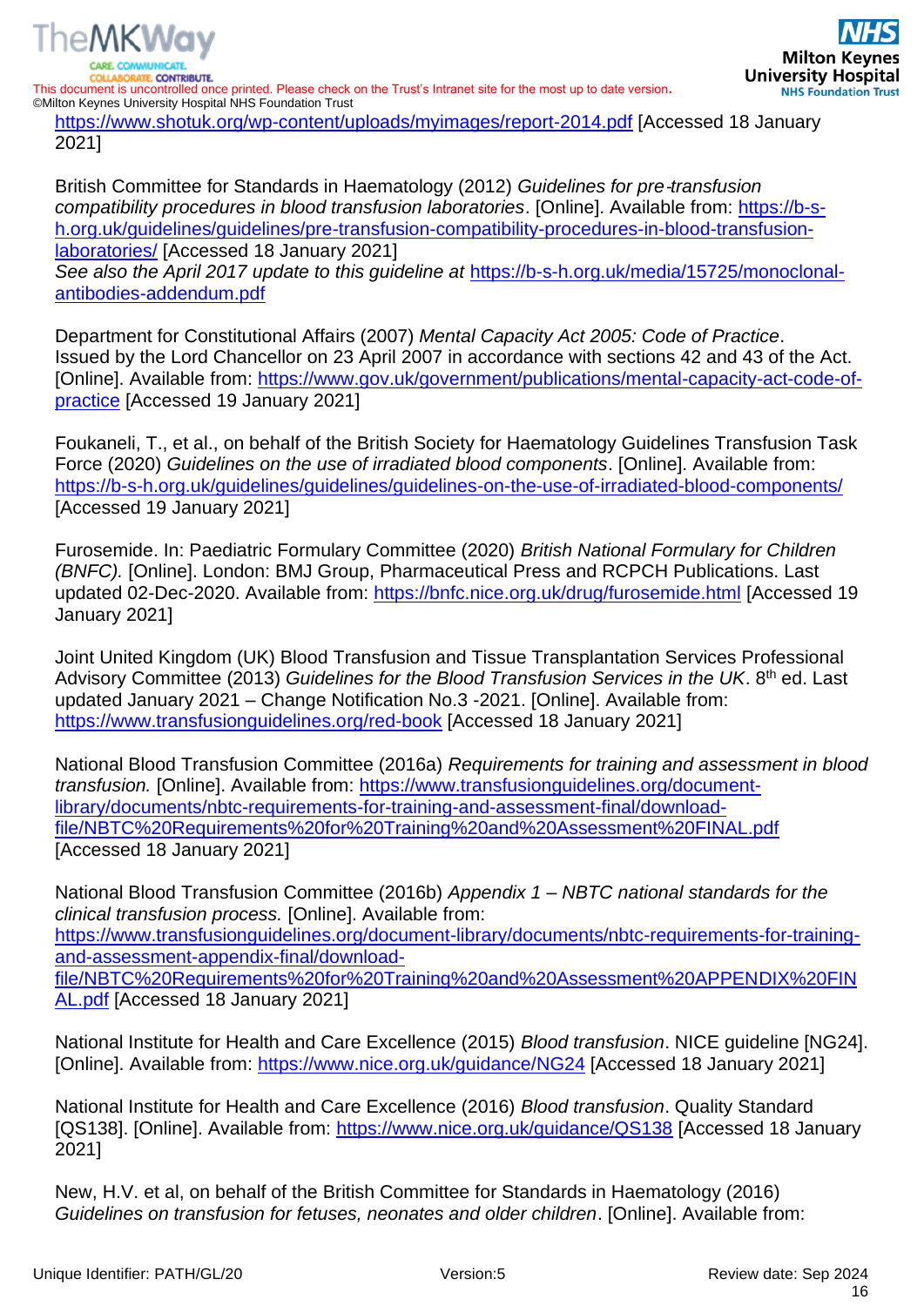https://www.shotuk.org/wp-content/uploads/myimages/report-2014.pdf [Accessed 18 January 2021]

British Committee for Standards in Haematology (2012) *Guidelines for pre-transfusion compatibility procedures in blood transfusion laboratories*. [Online]. Available from: https://b-s-h.org.uk/guidelines/guidelines/pre-transfusion-compatibility-procedures-in-blood-transfusion-laboratories/ [Accessed 18 January 2021]
*See also the April 2017 update to this guideline at* https://b-s-h.org.uk/media/15725/monoclonal-antibodies-addendum.pdf

Department for Constitutional Affairs (2007) *Mental Capacity Act 2005: Code of Practice*. Issued by the Lord Chancellor on 23 April 2007 in accordance with sections 42 and 43 of the Act. [Online]. Available from: https://www.gov.uk/government/publications/mental-capacity-act-code-of-practice [Accessed 19 January 2021]

Foukaneli, T., et al., on behalf of the British Society for Haematology Guidelines Transfusion Task Force (2020) *Guidelines on the use of irradiated blood components*. [Online]. Available from: https://b-s-h.org.uk/guidelines/guidelines/guidelines-on-the-use-of-irradiated-blood-components/ [Accessed 19 January 2021]

Furosemide. In: Paediatric Formulary Committee (2020) *British National Formulary for Children (BNFC).* [Online]. London: BMJ Group, Pharmaceutical Press and RCPCH Publications. Last updated 02-Dec-2020. Available from: https://bnfc.nice.org.uk/drug/furosemide.html [Accessed 19 January 2021]

Joint United Kingdom (UK) Blood Transfusion and Tissue Transplantation Services Professional Advisory Committee (2013) *Guidelines for the Blood Transfusion Services in the UK*. 8th ed. Last updated January 2021 – Change Notification No.3 -2021. [Online]. Available from: https://www.transfusionguidelines.org/red-book [Accessed 18 January 2021]

National Blood Transfusion Committee (2016a) *Requirements for training and assessment in blood transfusion.* [Online]. Available from: https://www.transfusionguidelines.org/document-library/documents/nbtc-requirements-for-training-and-assessment-final/download-file/NBTC%20Requirements%20for%20Training%20and%20Assessment%20FINAL.pdf [Accessed 18 January 2021]

National Blood Transfusion Committee (2016b) *Appendix 1 – NBTC national standards for the clinical transfusion process.* [Online]. Available from: https://www.transfusionguidelines.org/document-library/documents/nbtc-requirements-for-training-and-assessment-appendix-final/download-file/NBTC%20Requirements%20for%20Training%20and%20Assessment%20APPENDIX%20FINAL.pdf [Accessed 18 January 2021]

National Institute for Health and Care Excellence (2015) *Blood transfusion*. NICE guideline [NG24]. [Online]. Available from: https://www.nice.org.uk/guidance/NG24 [Accessed 18 January 2021]

National Institute for Health and Care Excellence (2016) *Blood transfusion*. Quality Standard [QS138]. [Online]. Available from: https://www.nice.org.uk/guidance/QS138 [Accessed 18 January 2021]

New, H.V. et al, on behalf of the British Committee for Standards in Haematology (2016) *Guidelines on transfusion for fetuses, neonates and older children*. [Online]. Available from: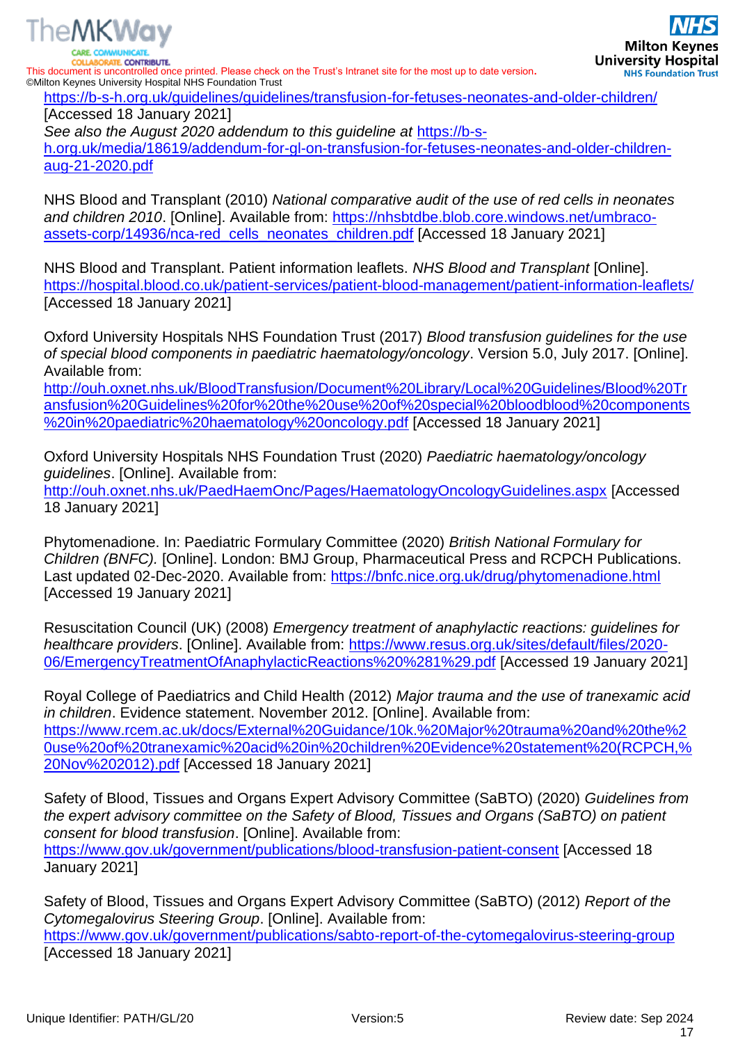https://b-s-h.org.uk/guidelines/guidelines/transfusion-for-fetuses-neonates-and-older-children/ [Accessed 18 January 2021]
*See also the August 2020 addendum to this guideline at* https://b-s-h.org.uk/media/18619/addendum-for-gl-on-transfusion-for-fetuses-neonates-and-older-children-aug-21-2020.pdf

NHS Blood and Transplant (2010) *National comparative audit of the use of red cells in neonates and children 2010*. [Online]. Available from: https://nhsbtdbe.blob.core.windows.net/umbraco-assets-corp/14936/nca-red_cells_neonates_children.pdf [Accessed 18 January 2021]

NHS Blood and Transplant. Patient information leaflets. *NHS Blood and Transplant* [Online]. https://hospital.blood.co.uk/patient-services/patient-blood-management/patient-information-leaflets/ [Accessed 18 January 2021]

Oxford University Hospitals NHS Foundation Trust (2017) *Blood transfusion guidelines for the use of special blood components in paediatric haematology/oncology*. Version 5.0, July 2017. [Online]. Available from: http://ouh.oxnet.nhs.uk/BloodTransfusion/Document%20Library/Local%20Guidelines/Blood%20Transfusion%20Guidelines%20for%20the%20use%20of%20special%20bloodblood%20components%20in%20paediatric%20haematology%20oncology.pdf [Accessed 18 January 2021]

Oxford University Hospitals NHS Foundation Trust (2020) *Paediatric haematology/oncology guidelines*. [Online]. Available from: http://ouh.oxnet.nhs.uk/PaedHaemOnc/Pages/HaematologyOncologyGuidelines.aspx [Accessed 18 January 2021]

Phytomenadione. In: Paediatric Formulary Committee (2020) *British National Formulary for Children (BNFC).* [Online]. London: BMJ Group, Pharmaceutical Press and RCPCH Publications. Last updated 02-Dec-2020. Available from: https://bnfc.nice.org.uk/drug/phytomenadione.html [Accessed 19 January 2021]

Resuscitation Council (UK) (2008) *Emergency treatment of anaphylactic reactions: guidelines for healthcare providers*. [Online]. Available from: https://www.resus.org.uk/sites/default/files/2020-06/EmergencyTreatmentOfAnaphylacticReactions%20%281%29.pdf [Accessed 19 January 2021]

Royal College of Paediatrics and Child Health (2012) *Major trauma and the use of tranexamic acid in children*. Evidence statement. November 2012. [Online]. Available from: https://www.rcem.ac.uk/docs/External%20Guidance/10k.%20Major%20trauma%20and%20the%20use%20of%20tranexamic%20acid%20in%20children%20Evidence%20statement%20(RCPCH,%20Nov%202012).pdf [Accessed 18 January 2021]

Safety of Blood, Tissues and Organs Expert Advisory Committee (SaBTO) (2020) *Guidelines from the expert advisory committee on the Safety of Blood, Tissues and Organs (SaBTO) on patient consent for blood transfusion*. [Online]. Available from: https://www.gov.uk/government/publications/blood-transfusion-patient-consent [Accessed 18 January 2021]

Safety of Blood, Tissues and Organs Expert Advisory Committee (SaBTO) (2012) *Report of the Cytomegalovirus Steering Group*. [Online]. Available from: https://www.gov.uk/government/publications/sabto-report-of-the-cytomegalovirus-steering-group [Accessed 18 January 2021]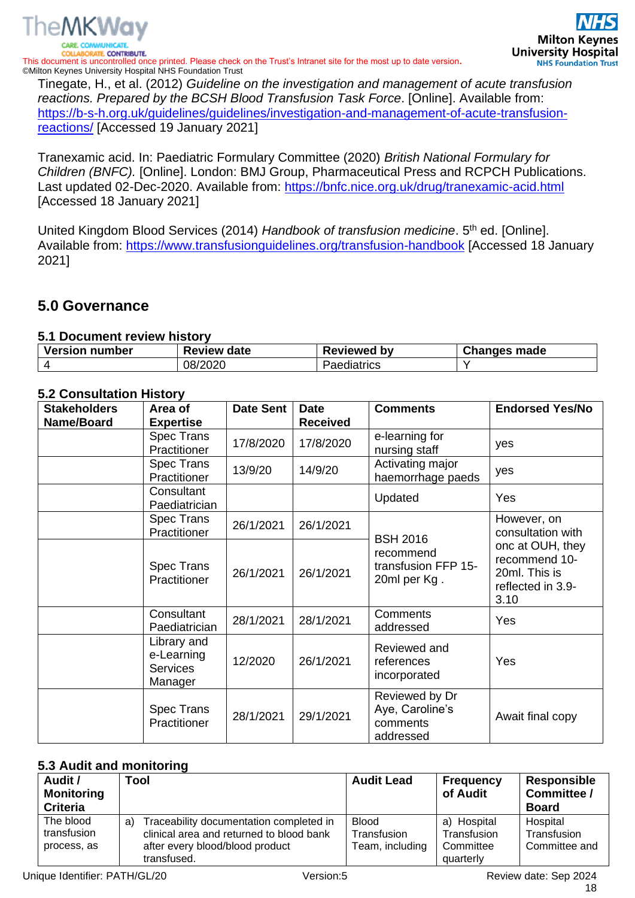Tinegate, H., et al. (2012) *Guideline on the investigation and management of acute transfusion reactions. Prepared by the BCSH Blood Transfusion Task Force*. [Online]. Available from: https://b-s-h.org.uk/guidelines/guidelines/investigation-and-management-of-acute-transfusion-reactions/ [Accessed 19 January 2021]

Tranexamic acid. In: Paediatric Formulary Committee (2020) *British National Formulary for Children (BNFC).* [Online]. London: BMJ Group, Pharmaceutical Press and RCPCH Publications. Last updated 02-Dec-2020. Available from: https://bnfc.nice.org.uk/drug/tranexamic-acid.html [Accessed 18 January 2021]

United Kingdom Blood Services (2014) *Handbook of transfusion medicine*. 5th ed. [Online]. Available from: https://www.transfusionguidelines.org/transfusion-handbook [Accessed 18 January 2021]

## 5.0 Governance

### 5.1 Document review history

| Version number | Review date | Reviewed by | Changes made |
|---|---|---|---|
| 4 | 08/2020 | Paediatrics | Y |

### 5.2 Consultation History

| Stakeholders Name/Board | Area of Expertise | Date Sent | Date Received | Comments | Endorsed Yes/No |
|---|---|---|---|---|---|
| | Spec Trans Practitioner | 17/8/2020 | 17/8/2020 | e-learning for nursing staff | yes |
| | Spec Trans Practitioner | 13/9/20 | 14/9/20 | Activating major haemorrhage paeds | yes |
| | Consultant Paediatrician | | | Updated | Yes |
| | Spec Trans Practitioner | 26/1/2021 | 26/1/2021 | BSH 2016 recommend transfusion FFP 15-20ml per Kg . | However, on consultation with onc at OUH, they recommend 10-20ml. This is reflected in 3.9-3.10 |
| | Spec Trans Practitioner | 26/1/2021 | 26/1/2021 | | |
| | Consultant Paediatrician | 28/1/2021 | 28/1/2021 | Comments addressed | Yes |
| | Library and e-Learning Services Manager | 12/2020 | 26/1/2021 | Reviewed and references incorporated | Yes |
| | Spec Trans Practitioner | 28/1/2021 | 29/1/2021 | Reviewed by Dr Aye, Caroline's comments addressed | Await final copy |

### 5.3 Audit and monitoring

| Audit / Monitoring Criteria | Tool | Audit Lead | Frequency of Audit | Responsible Committee / Board |
|---|---|---|---|---|
| The blood transfusion process, as | a) Traceability documentation completed in clinical area and returned to blood bank after every blood/blood product transfused. | Blood Transfusion Team, including | a) Hospital Transfusion Committee quarterly | Hospital Transfusion Committee and |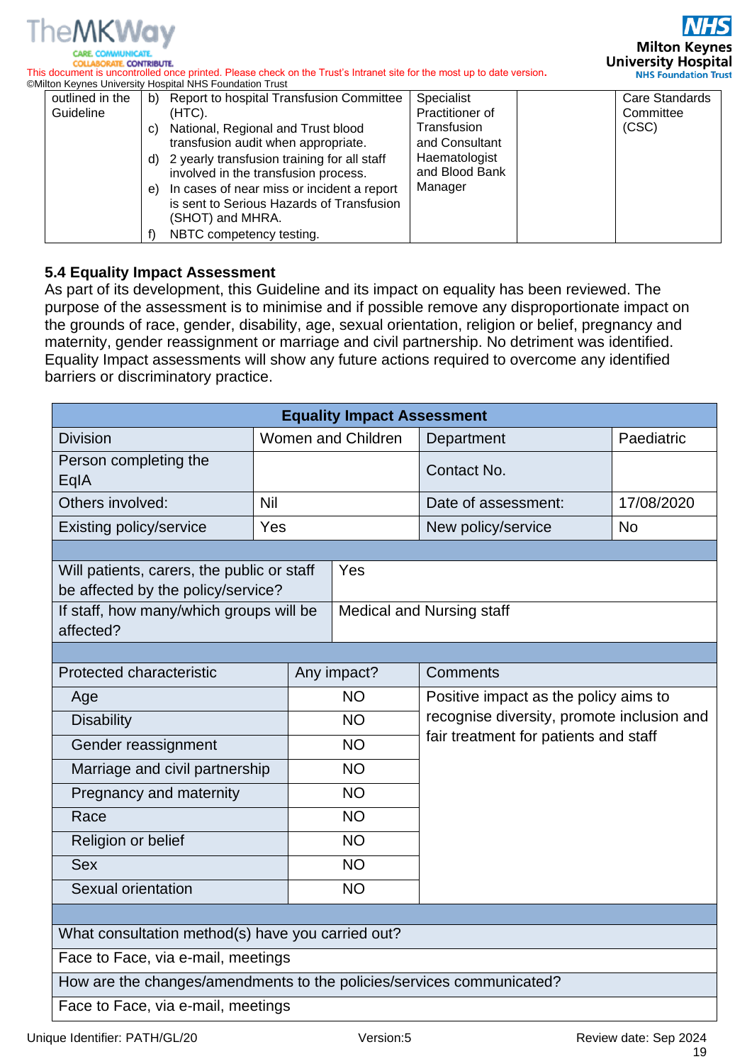| outlined in the Guideline | b) Report to hospital Transfusion Committee (HTC).<br>c) National, Regional and Trust blood transfusion audit when appropriate.<br>d) 2 yearly transfusion training for all staff involved in the transfusion process.<br>e) In cases of near miss or incident a report is sent to Serious Hazards of Transfusion (SHOT) and MHRA.<br>f) NBTC competency testing. | Specialist Practitioner of Transfusion and Consultant Haematologist and Blood Bank Manager | | Care Standards Committee (CSC) |
|---|---|---|---|---|

### 5.4 Equality Impact Assessment

As part of its development, this Guideline and its impact on equality has been reviewed. The purpose of the assessment is to minimise and if possible remove any disproportionate impact on the grounds of race, gender, disability, age, sexual orientation, religion or belief, pregnancy and maternity, gender reassignment or marriage and civil partnership. No detriment was identified. Equality Impact assessments will show any future actions required to overcome any identified barriers or discriminatory practice.

| Equality Impact Assessment | | | |
|---|---|---|---|
| Division | Women and Children | Department | Paediatric |
| Person completing the EqIA | | Contact No. | |
| Others involved: | Nil | Date of assessment: | 17/08/2020 |
| Existing policy/service | Yes | New policy/service | No |

| | |
|---|---|
| Will patients, carers, the public or staff be affected by the policy/service? | Yes |
| If staff, how many/which groups will be affected? | Medical and Nursing staff |

| Protected characteristic | Any impact? | Comments |
|---|---|---|
| Age | NO | Positive impact as the policy aims to recognise diversity, promote inclusion and fair treatment for patients and staff |
| Disability | NO | |
| Gender reassignment | NO | |
| Marriage and civil partnership | NO | |
| Pregnancy and maternity | NO | |
| Race | NO | |
| Religion or belief | NO | |
| Sex | NO | |
| Sexual orientation | NO | |

| What consultation method(s) have you carried out? |
|---|
| Face to Face, via e-mail, meetings |
| How are the changes/amendments to the policies/services communicated? |
| Face to Face, via e-mail, meetings |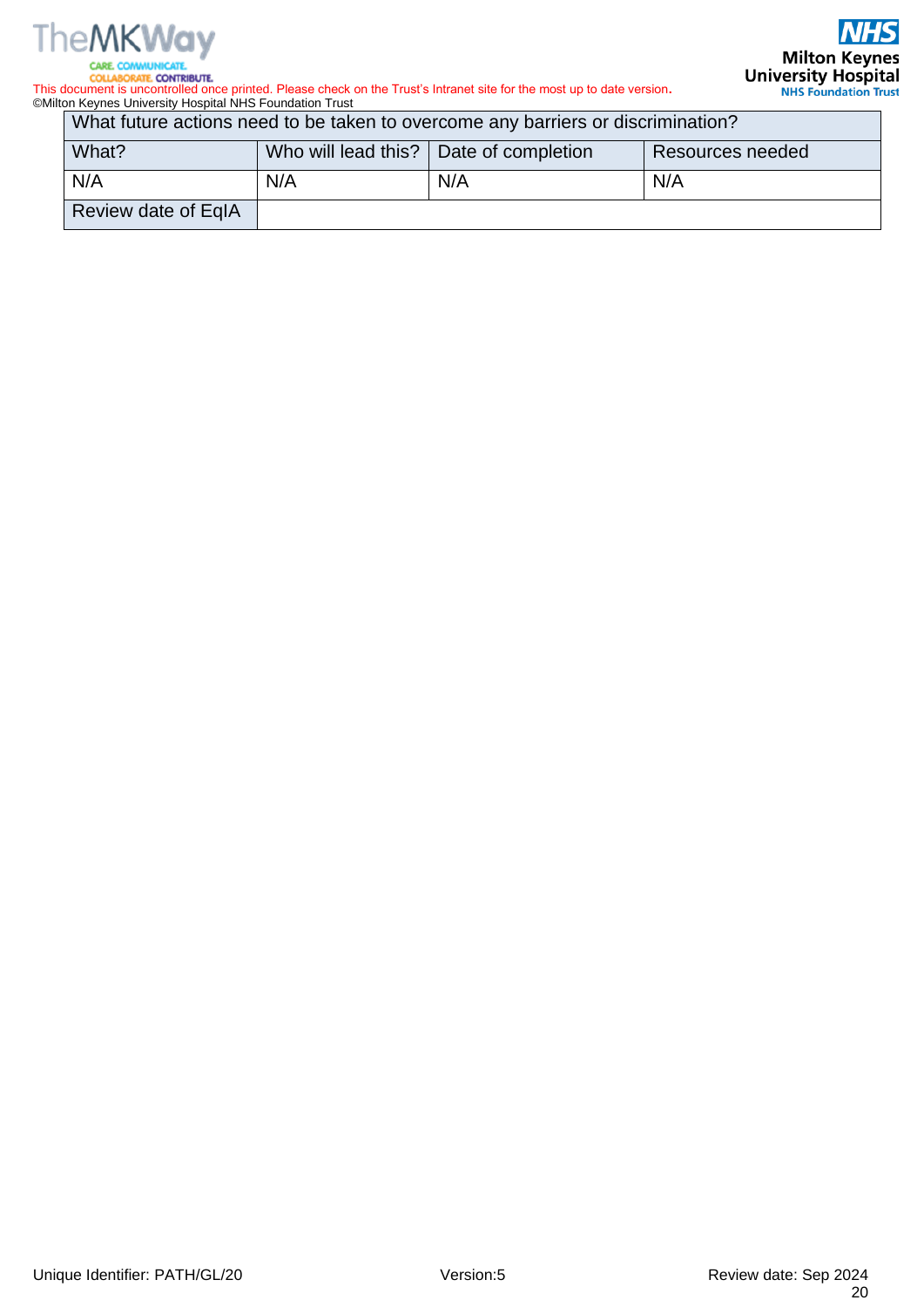| What future actions need to be taken to overcome any barriers or discrimination? | | | |
|---|---|---|---|
| What? | Who will lead this? | Date of completion | Resources needed |
| N/A | N/A | N/A | N/A |
| Review date of EqIA | | | |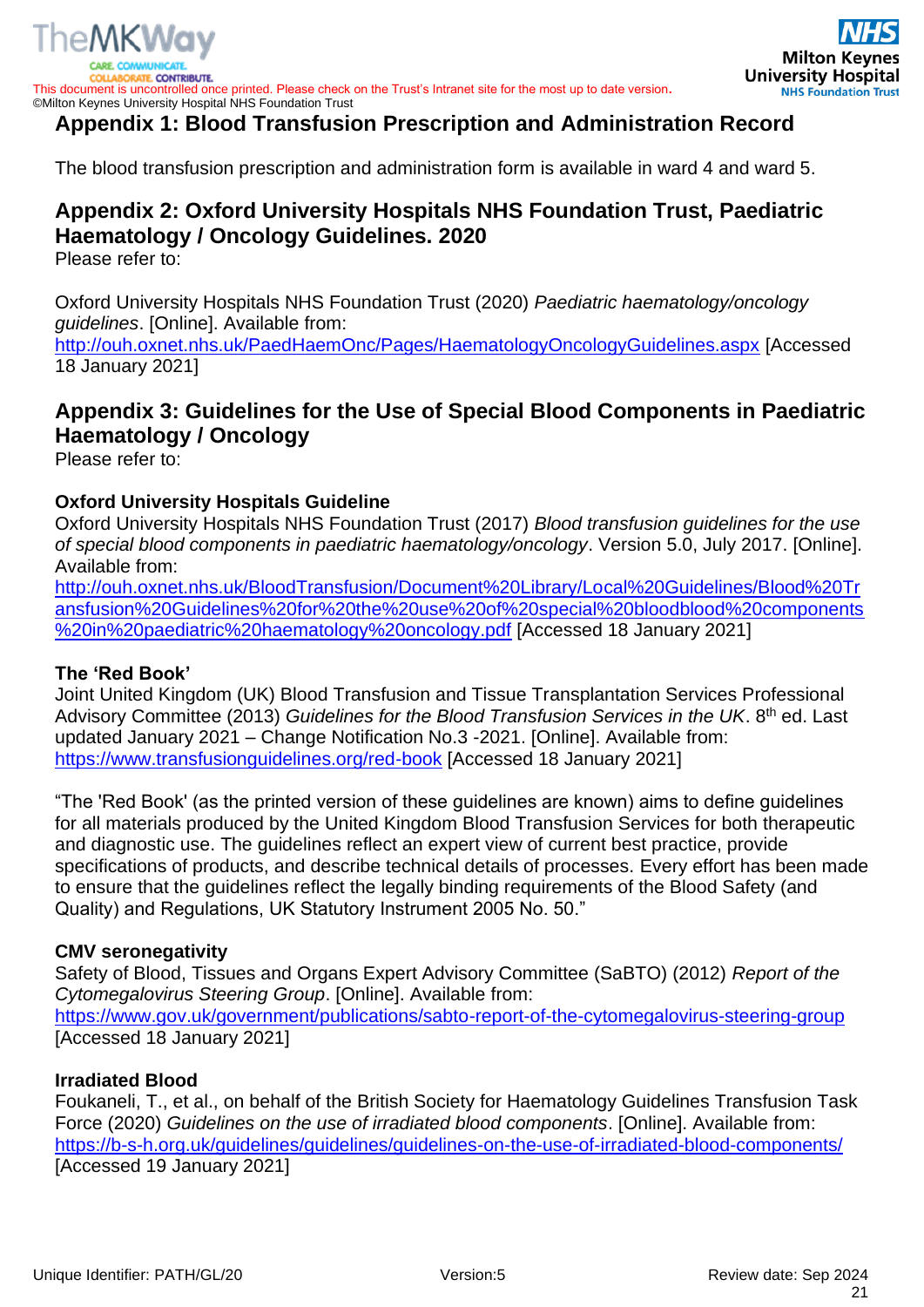## Appendix 1: Blood Transfusion Prescription and Administration Record

The blood transfusion prescription and administration form is available in ward 4 and ward 5.

## Appendix 2: Oxford University Hospitals NHS Foundation Trust, Paediatric Haematology / Oncology Guidelines. 2020

Please refer to:

Oxford University Hospitals NHS Foundation Trust (2020) *Paediatric haematology/oncology guidelines*. [Online]. Available from: http://ouh.oxnet.nhs.uk/PaedHaemOnc/Pages/HaematologyOncologyGuidelines.aspx [Accessed 18 January 2021]

## Appendix 3: Guidelines for the Use of Special Blood Components in Paediatric Haematology / Oncology

Please refer to:

**Oxford University Hospitals Guideline**

Oxford University Hospitals NHS Foundation Trust (2017) *Blood transfusion guidelines for the use of special blood components in paediatric haematology/oncology*. Version 5.0, July 2017. [Online]. Available from: http://ouh.oxnet.nhs.uk/BloodTransfusion/Document%20Library/Local%20Guidelines/Blood%20Transfusion%20Guidelines%20for%20the%20use%20of%20special%20bloodblood%20components%20in%20paediatric%20haematology%20oncology.pdf [Accessed 18 January 2021]

**The 'Red Book'**

Joint United Kingdom (UK) Blood Transfusion and Tissue Transplantation Services Professional Advisory Committee (2013) *Guidelines for the Blood Transfusion Services in the UK*. 8th ed. Last updated January 2021 – Change Notification No.3 -2021. [Online]. Available from: https://www.transfusionguidelines.org/red-book [Accessed 18 January 2021]

"The 'Red Book' (as the printed version of these guidelines are known) aims to define guidelines for all materials produced by the United Kingdom Blood Transfusion Services for both therapeutic and diagnostic use. The guidelines reflect an expert view of current best practice, provide specifications of products, and describe technical details of processes. Every effort has been made to ensure that the guidelines reflect the legally binding requirements of the Blood Safety (and Quality) and Regulations, UK Statutory Instrument 2005 No. 50."

**CMV seronegativity**

Safety of Blood, Tissues and Organs Expert Advisory Committee (SaBTO) (2012) *Report of the Cytomegalovirus Steering Group*. [Online]. Available from: https://www.gov.uk/government/publications/sabto-report-of-the-cytomegalovirus-steering-group [Accessed 18 January 2021]

**Irradiated Blood**

Foukaneli, T., et al., on behalf of the British Society for Haematology Guidelines Transfusion Task Force (2020) *Guidelines on the use of irradiated blood components*. [Online]. Available from: https://b-s-h.org.uk/guidelines/guidelines/guidelines-on-the-use-of-irradiated-blood-components/ [Accessed 19 January 2021]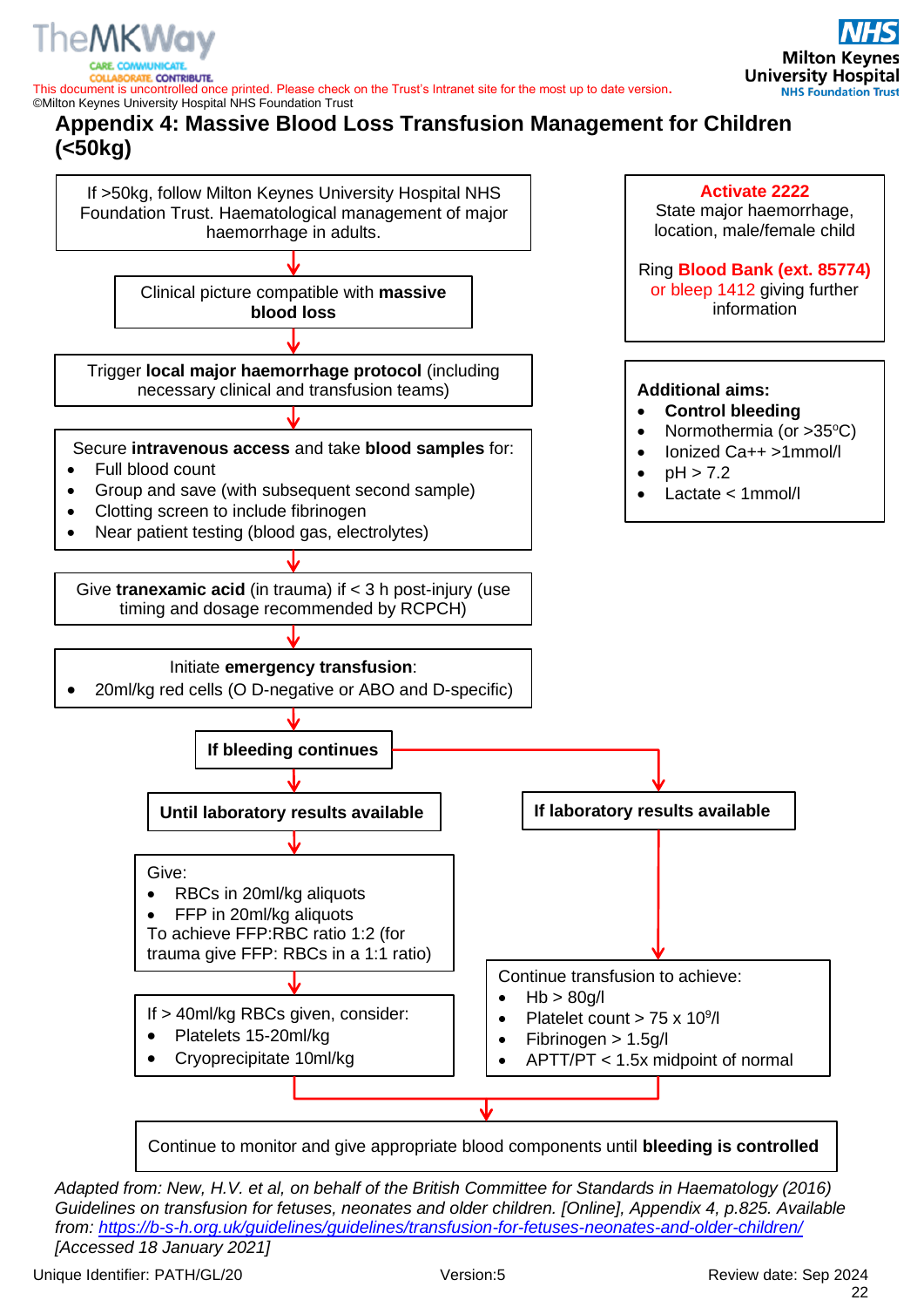This document is uncontrolled once printed. Please check on the Trust's Intranet site for the most up to date version.
©Milton Keynes University Hospital NHS Foundation Trust

# Appendix 4: Massive Blood Loss Transfusion Management for Children (<50kg)

If >50kg, follow Milton Keynes University Hospital NHS Foundation Trust. Haematological management of major haemorrhage in adults.

↓

Clinical picture compatible with **massive blood loss**

↓

Trigger **local major haemorrhage protocol** (including necessary clinical and transfusion teams)

↓

Secure **intravenous access** and take **blood samples** for:

- Full blood count
- Group and save (with subsequent second sample)
- Clotting screen to include fibrinogen
- Near patient testing (blood gas, electrolytes)

↓

Give **tranexamic acid** (in trauma) if < 3 h post-injury (use timing and dosage recommended by RCPCH)

↓

Initiate **emergency transfusion**:

- 20ml/kg red cells (O D-negative or ABO and D-specific)

↓

**If bleeding continues**

**Until laboratory results available**

↓

Give:

- RBCs in 20ml/kg aliquots
- FFP in 20ml/kg aliquots

To achieve FFP:RBC ratio 1:2 (for trauma give FFP: RBCs in a 1:1 ratio)

↓

If > 40ml/kg RBCs given, consider:

- Platelets 15-20ml/kg
- Cryoprecipitate 10ml/kg

**If laboratory results available**

↓

Continue transfusion to achieve:

- Hb > 80g/l
- Platelet count > 75 x $10^9$/l
- Fibrinogen > 1.5g/l
- APTT/PT < 1.5x midpoint of normal

↓

Continue to monitor and give appropriate blood components until **bleeding is controlled**

---

**Activate 2222**
State major haemorrhage, location, male/female child

Ring **Blood Bank (ext. 85774)** or bleep 1412 giving further information

---

**Additional aims:**

- **Control bleeding**
- Normothermia (or >35°C)
- Ionized Ca++ >1mmol/l
- pH > 7.2
- Lactate < 1mmol/l

---

*Adapted from: New, H.V. et al, on behalf of the British Committee for Standards in Haematology (2016) Guidelines on transfusion for fetuses, neonates and older children. [Online], Appendix 4, p.825. Available from: https://b-s-h.org.uk/guidelines/guidelines/transfusion-for-fetuses-neonates-and-older-children/ [Accessed 18 January 2021]*

Unique Identifier: PATH/GL/20 Version:5 Review date: Sep 2024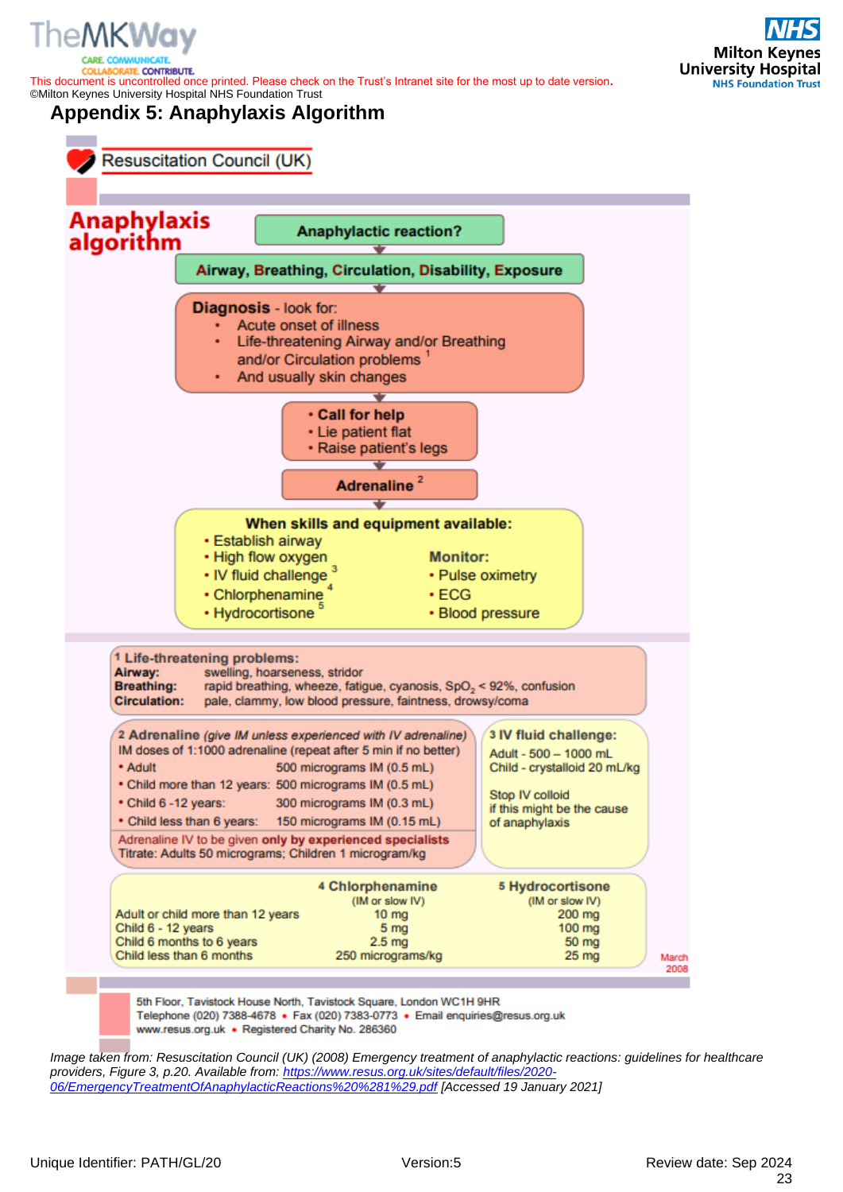This document is uncontrolled once printed. Please check on the Trust's Intranet site for the most up to date version.
©Milton Keynes University Hospital NHS Foundation Trust

# Appendix 5: Anaphylaxis Algorithm

Resuscitation Council (UK)

## Anaphylaxis algorithm

**Anaphylactic reaction?**

↓

**Airway, Breathing, Circulation, Disability, Exposure**

↓

**Diagnosis** - look for:

- Acute onset of illness
- Life-threatening Airway and/or Breathing and/or Circulation problems [1]
- And usually skin changes

↓

- **Call for help**
- Lie patient flat
- Raise patient's legs

↓

**Adrenaline** [2]

↓

**When skills and equipment available:**

- Establish airway
- High flow oxygen
- IV fluid challenge [3]
- Chlorphenamine [4]
- Hydrocortisone [5]

**Monitor:**

- Pulse oximetry
- ECG
- Blood pressure

---

**1 Life-threatening problems:**

**Airway:** swelling, hoarseness, stridor
**Breathing:** rapid breathing, wheeze, fatigue, cyanosis, $SpO_2$ < 92%, confusion
**Circulation:** pale, clammy, low blood pressure, faintness, drowsy/coma

**2 Adrenaline** *(give IM unless experienced with IV adrenaline)*
IM doses of 1:1000 adrenaline (repeat after 5 min if no better)

| | |
|---|---|
| Adult | 500 micrograms IM (0.5 mL) |
| Child more than 12 years: | 500 micrograms IM (0.5 mL) |
| Child 6 -12 years: | 300 micrograms IM (0.3 mL) |
| Child less than 6 years: | 150 micrograms IM (0.15 mL) |

Adrenaline IV to be given **only by experienced specialists**
Titrate: Adults 50 micrograms; Children 1 microgram/kg

**3 IV fluid challenge:**
Adult - 500 – 1000 mL
Child - crystalloid 20 mL/kg

Stop IV colloid if this might be the cause of anaphylaxis

| | 4 Chlorphenamine (IM or slow IV) | 5 Hydrocortisone (IM or slow IV) |
|---|---|---|
| Adult or child more than 12 years | 10 mg | 200 mg |
| Child 6 - 12 years | 5 mg | 100 mg |
| Child 6 months to 6 years | 2.5 mg | 50 mg |
| Child less than 6 months | 250 micrograms/kg | 25 mg |

March 2008

5th Floor, Tavistock House North, Tavistock Square, London WC1H 9HR
Telephone (020) 7388-4678 • Fax (020) 7383-0773 • Email enquiries@resus.org.uk
www.resus.org.uk • Registered Charity No. 286360

*Image taken from: Resuscitation Council (UK) (2008) Emergency treatment of anaphylactic reactions: guidelines for healthcare providers, Figure 3, p.20. Available from: https://www.resus.org.uk/sites/default/files/2020-06/EmergencyTreatmentOfAnaphylacticReactions%20%281%29.pdf [Accessed 19 January 2021]*

Unique Identifier: PATH/GL/20 | Version:5 | Review date: Sep 2024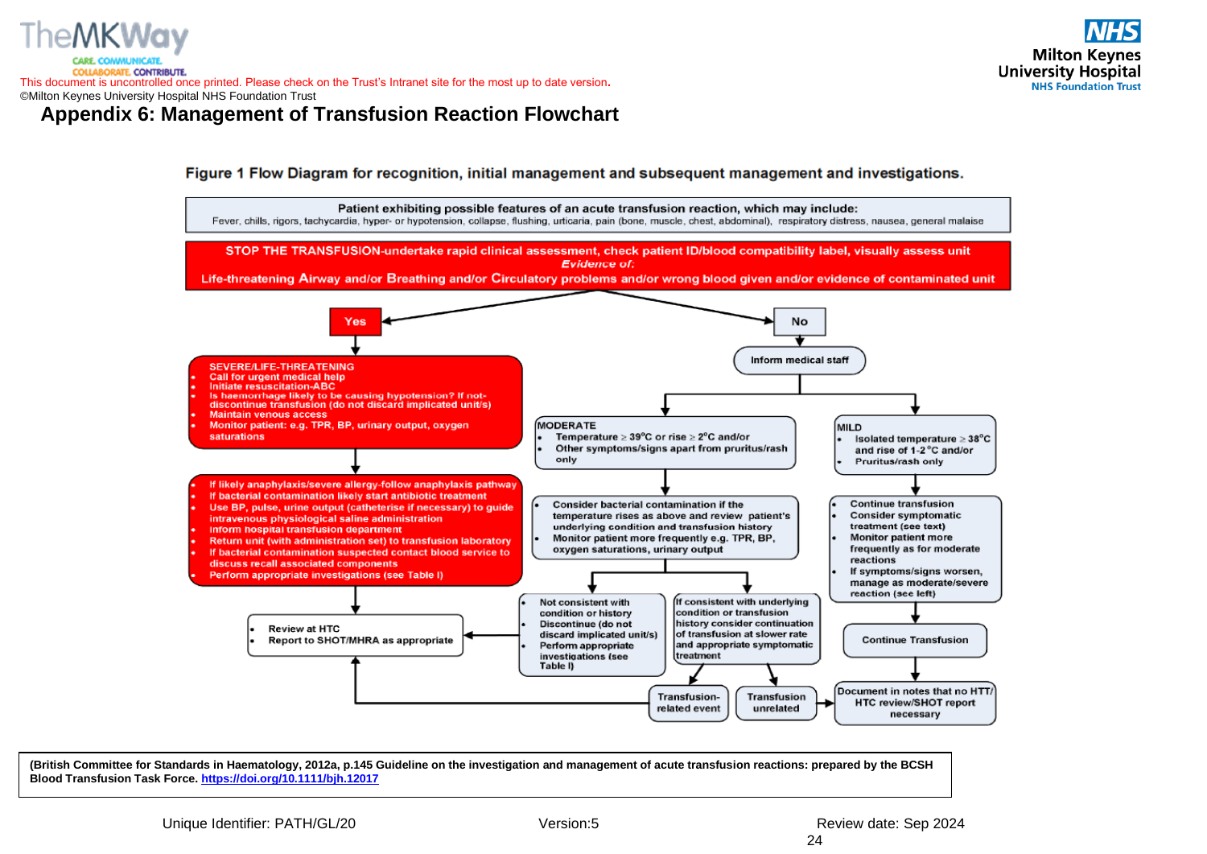This document is uncontrolled once printed. Please check on the Trust's Intranet site for the most up to date version.
©Milton Keynes University Hospital NHS Foundation Trust

# Appendix 6: Management of Transfusion Reaction Flowchart

**Figure 1 Flow Diagram for recognition, initial management and subsequent management and investigations.**

**Patient exhibiting possible features of an acute transfusion reaction, which may include:**
Fever, chills, rigors, tachycardia, hyper- or hypotension, collapse, flushing, urticaria, pain (bone, muscle, chest, abdominal), respiratory distress, nausea, general malaise

**STOP THE TRANSFUSION-undertake rapid clinical assessment, check patient ID/blood compatibility label, visually assess unit**
***Evidence of:***
**Life-threatening Airway and/or Breathing and/or Circulatory problems and/or wrong blood given and/or evidence of contaminated unit**

**Yes**

**SEVERE/LIFE-THREATENING**
- Call for urgent medical help
- Initiate resuscitation-ABC
- Is haemorrhage likely to be causing hypotension? If not-discontinue transfusion (do not discard implicated unit/s)
- Maintain venous access
- Monitor patient: e.g. TPR, BP, urinary output, oxygen saturations

- If likely anaphylaxis/severe allergy-follow anaphylaxis pathway
- If bacterial contamination likely start antibiotic treatment
- Use BP, pulse, urine output (catheterise if necessary) to guide intravenous physiological saline administration
- Inform hospital transfusion department
- Return unit (with administration set) to transfusion laboratory
- If bacterial contamination suspected contact blood service to discuss recall associated components
- Perform appropriate investigations (see Table I)

- Review at HTC
- Report to SHOT/MHRA as appropriate

**No**

Inform medical staff

**MODERATE**
- Temperature ≥ 39°C or rise ≥ 2°C and/or
- Other symptoms/signs apart from pruritus/rash only

- Consider bacterial contamination if the temperature rises as above and review patient's underlying condition and transfusion history
- Monitor patient more frequently e.g. TPR, BP, oxygen saturations, urinary output

- Not consistent with condition or history
- Discontinue (do not discard implicated unit/s)
- Perform appropriate investigations (see Table I)

If consistent with underlying condition or transfusion history consider continuation of transfusion at slower rate and appropriate symptomatic treatment

Transfusion-related event → Review at HTC / Report to SHOT/MHRA as appropriate

Transfusion unrelated → Document in notes that no HTT/HTC review/SHOT report necessary

**MILD**
- Isolated temperature ≥ 38°C and rise of 1-2°C and/or
- Pruritus/rash only

- Continue transfusion
- Consider symptomatic treatment (see text)
- Monitor patient more frequently as for moderate reactions
- If symptoms/signs worsen, manage as moderate/severe reaction (see left)

Continue Transfusion

Document in notes that no HTT/HTC review/SHOT report necessary

**(British Committee for Standards in Haematology, 2012a, p.145 Guideline on the investigation and management of acute transfusion reactions: prepared by the BCSH Blood Transfusion Task Force. https://doi.org/10.1111/bjh.12017**

Unique Identifier: PATH/GL/20 Version:5 Review date: Sep 2024